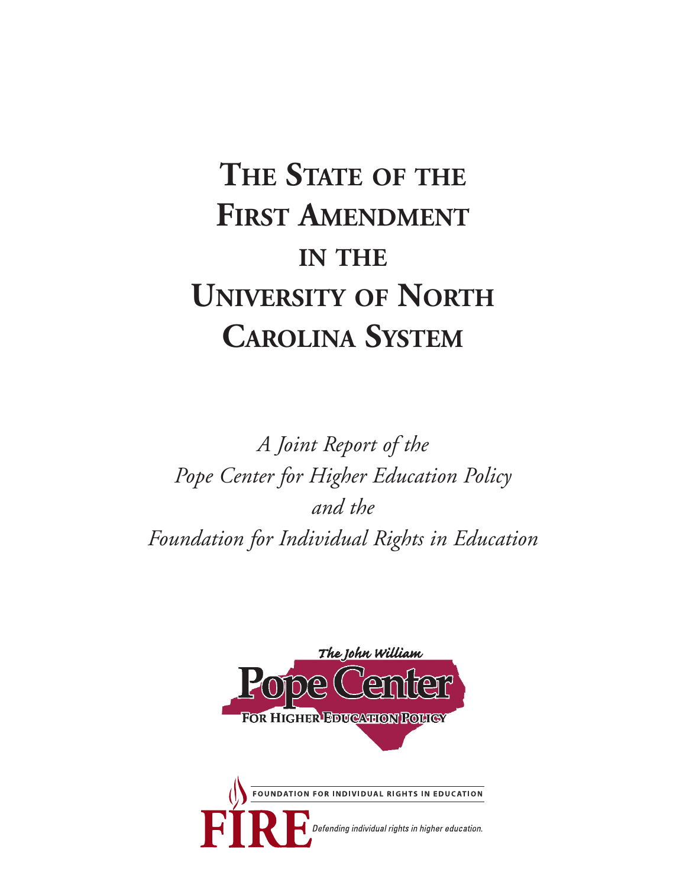# The State of the First Amendment in the University of North Carolina System

*A Joint Report of the*
*Pope Center for Higher Education Policy*
*and the*
*Foundation for Individual Rights in Education*

The John William
Pope Center
For Higher Education Policy

FOUNDATION FOR INDIVIDUAL RIGHTS IN EDUCATION
FIRE
*Defending individual rights in higher education.*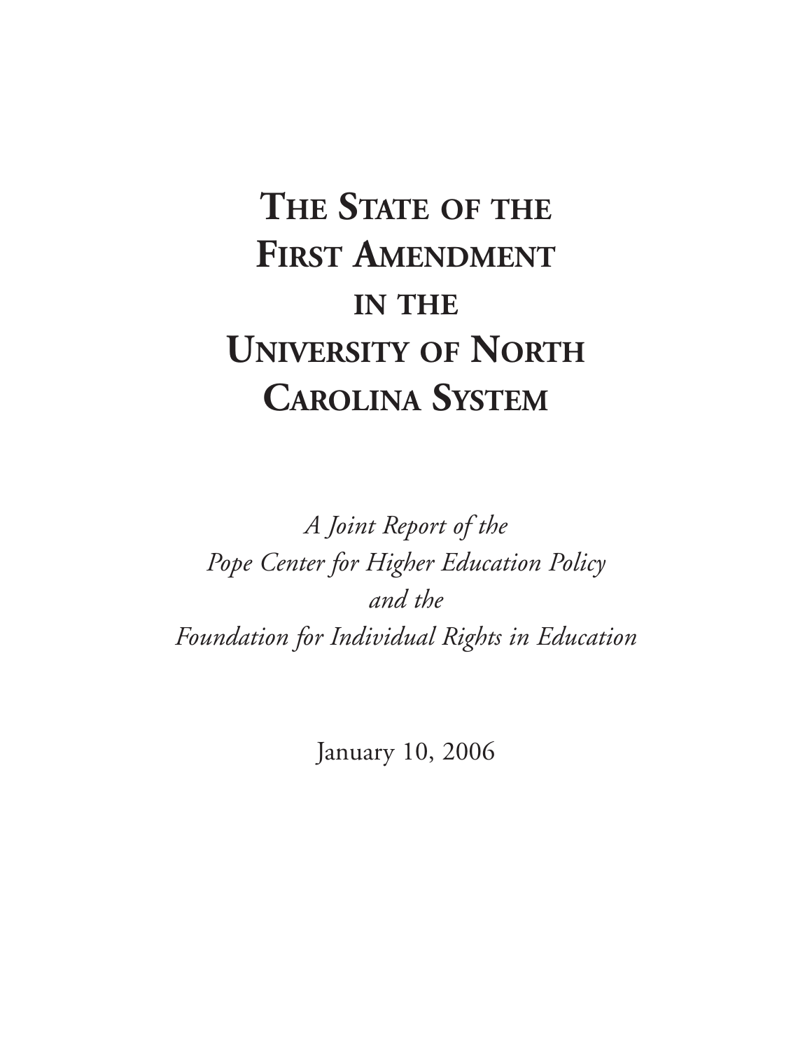# The State of the First Amendment in the University of North Carolina System

*A Joint Report of the*
*Pope Center for Higher Education Policy*
*and the*
*Foundation for Individual Rights in Education*

January 10, 2006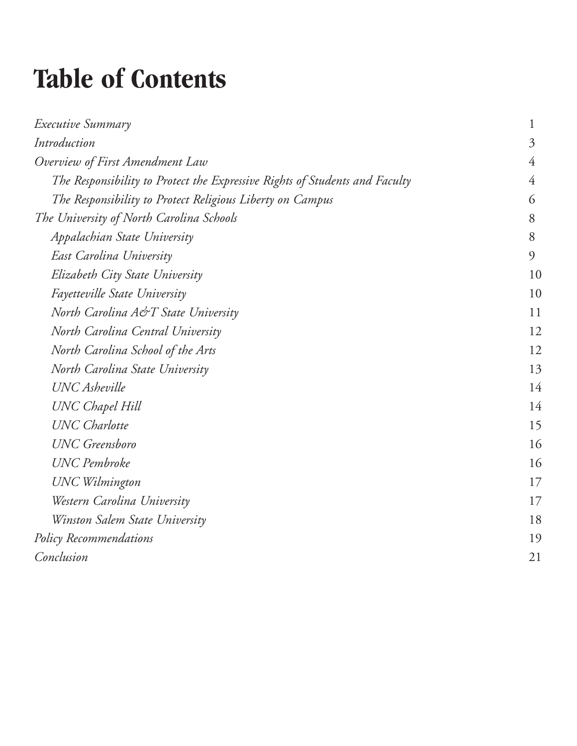# Table of Contents

| | |
|---|---|
| *Executive Summary* | 1 |
| *Introduction* | 3 |
| *Overview of First Amendment Law* | 4 |
| &nbsp;&nbsp;&nbsp;&nbsp;*The Responsibility to Protect the Expressive Rights of Students and Faculty* | 4 |
| &nbsp;&nbsp;&nbsp;&nbsp;*The Responsibility to Protect Religious Liberty on Campus* | 6 |
| *The University of North Carolina Schools* | 8 |
| &nbsp;&nbsp;&nbsp;&nbsp;*Appalachian State University* | 8 |
| &nbsp;&nbsp;&nbsp;&nbsp;*East Carolina University* | 9 |
| &nbsp;&nbsp;&nbsp;&nbsp;*Elizabeth City State University* | 10 |
| &nbsp;&nbsp;&nbsp;&nbsp;*Fayetteville State University* | 10 |
| &nbsp;&nbsp;&nbsp;&nbsp;*North Carolina A&T State University* | 11 |
| &nbsp;&nbsp;&nbsp;&nbsp;*North Carolina Central University* | 12 |
| &nbsp;&nbsp;&nbsp;&nbsp;*North Carolina School of the Arts* | 12 |
| &nbsp;&nbsp;&nbsp;&nbsp;*North Carolina State University* | 13 |
| &nbsp;&nbsp;&nbsp;&nbsp;*UNC Asheville* | 14 |
| &nbsp;&nbsp;&nbsp;&nbsp;*UNC Chapel Hill* | 14 |
| &nbsp;&nbsp;&nbsp;&nbsp;*UNC Charlotte* | 15 |
| &nbsp;&nbsp;&nbsp;&nbsp;*UNC Greensboro* | 16 |
| &nbsp;&nbsp;&nbsp;&nbsp;*UNC Pembroke* | 16 |
| &nbsp;&nbsp;&nbsp;&nbsp;*UNC Wilmington* | 17 |
| &nbsp;&nbsp;&nbsp;&nbsp;*Western Carolina University* | 17 |
| &nbsp;&nbsp;&nbsp;&nbsp;*Winston Salem State University* | 18 |
| *Policy Recommendations* | 19 |
| *Conclusion* | 21 |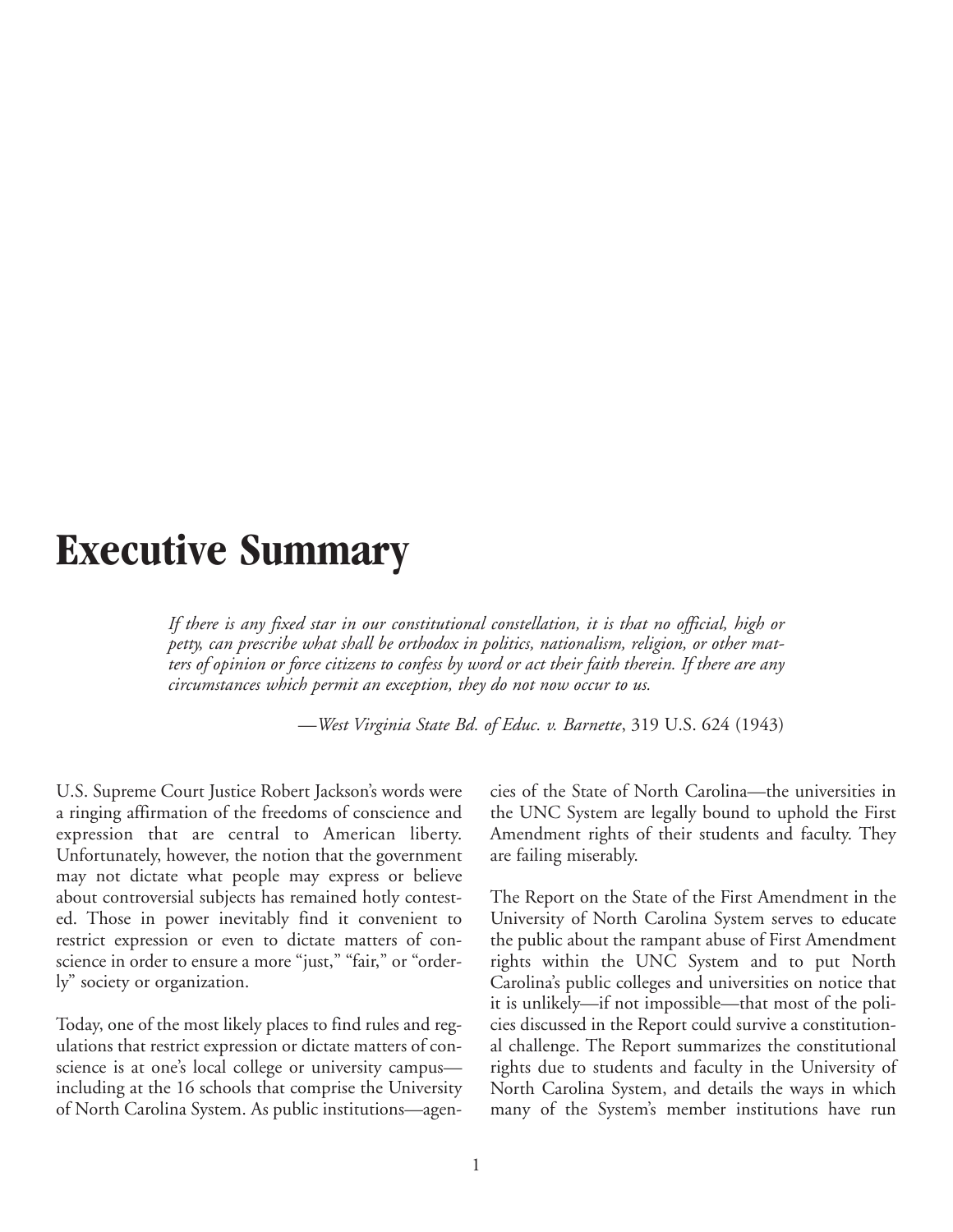# Executive Summary

> *If there is any fixed star in our constitutional constellation, it is that no official, high or petty, can prescribe what shall be orthodox in politics, nationalism, religion, or other matters of opinion or force citizens to confess by word or act their faith therein. If there are any circumstances which permit an exception, they do not now occur to us.*
>
> —*West Virginia State Bd. of Educ. v. Barnette*, 319 U.S. 624 (1943)

U.S. Supreme Court Justice Robert Jackson's words were a ringing affirmation of the freedoms of conscience and expression that are central to American liberty. Unfortunately, however, the notion that the government may not dictate what people may express or believe about controversial subjects has remained hotly contested. Those in power inevitably find it convenient to restrict expression or even to dictate matters of conscience in order to ensure a more "just," "fair," or "orderly" society or organization.

Today, one of the most likely places to find rules and regulations that restrict expression or dictate matters of conscience is at one's local college or university campus—including at the 16 schools that comprise the University of North Carolina System. As public institutions—agencies of the State of North Carolina—the universities in the UNC System are legally bound to uphold the First Amendment rights of their students and faculty. They are failing miserably.

The Report on the State of the First Amendment in the University of North Carolina System serves to educate the public about the rampant abuse of First Amendment rights within the UNC System and to put North Carolina's public colleges and universities on notice that it is unlikely—if not impossible—that most of the policies discussed in the Report could survive a constitutional challenge. The Report summarizes the constitutional rights due to students and faculty in the University of North Carolina System, and details the ways in which many of the System's member institutions have run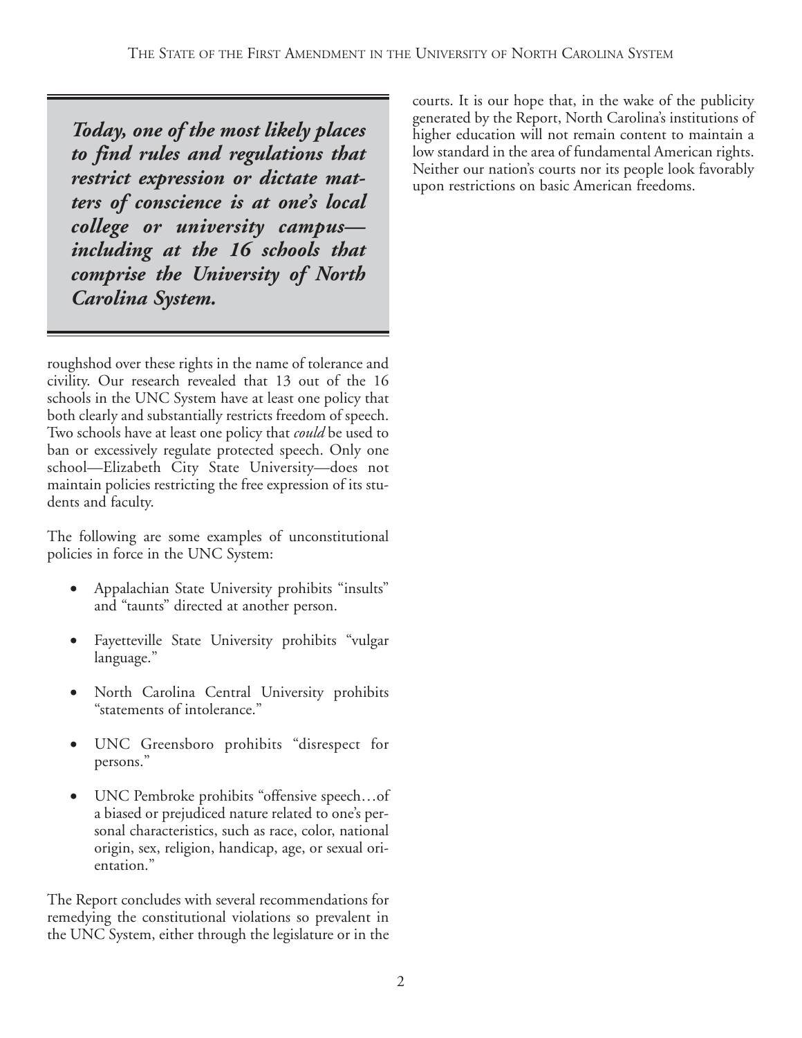> ***Today, one of the most likely places to find rules and regulations that restrict expression or dictate matters of conscience is at one's local college or university campus—including at the 16 schools that comprise the University of North Carolina System.***

roughshod over these rights in the name of tolerance and civility. Our research revealed that 13 out of the 16 schools in the UNC System have at least one policy that both clearly and substantially restricts freedom of speech. Two schools have at least one policy that *could* be used to ban or excessively regulate protected speech. Only one school—Elizabeth City State University—does not maintain policies restricting the free expression of its students and faculty.

The following are some examples of unconstitutional policies in force in the UNC System:

- Appalachian State University prohibits "insults" and "taunts" directed at another person.
- Fayetteville State University prohibits "vulgar language."
- North Carolina Central University prohibits "statements of intolerance."
- UNC Greensboro prohibits "disrespect for persons."
- UNC Pembroke prohibits "offensive speech…of a biased or prejudiced nature related to one's personal characteristics, such as race, color, national origin, sex, religion, handicap, age, or sexual orientation."

The Report concludes with several recommendations for remedying the constitutional violations so prevalent in the UNC System, either through the legislature or in the courts. It is our hope that, in the wake of the publicity generated by the Report, North Carolina's institutions of higher education will not remain content to maintain a low standard in the area of fundamental American rights. Neither our nation's courts nor its people look favorably upon restrictions on basic American freedoms.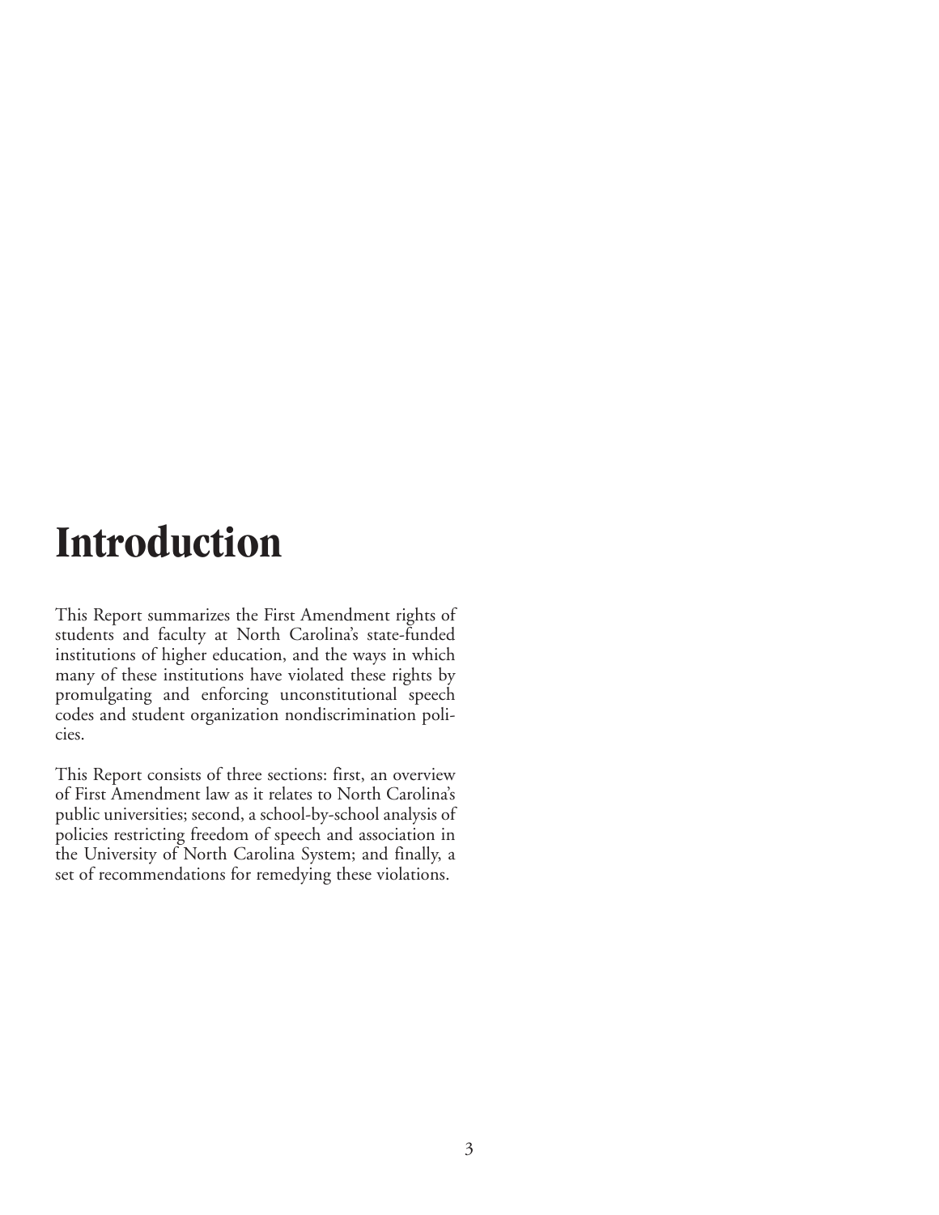# Introduction

This Report summarizes the First Amendment rights of students and faculty at North Carolina's state-funded institutions of higher education, and the ways in which many of these institutions have violated these rights by promulgating and enforcing unconstitutional speech codes and student organization nondiscrimination policies.

This Report consists of three sections: first, an overview of First Amendment law as it relates to North Carolina's public universities; second, a school-by-school analysis of policies restricting freedom of speech and association in the University of North Carolina System; and finally, a set of recommendations for remedying these violations.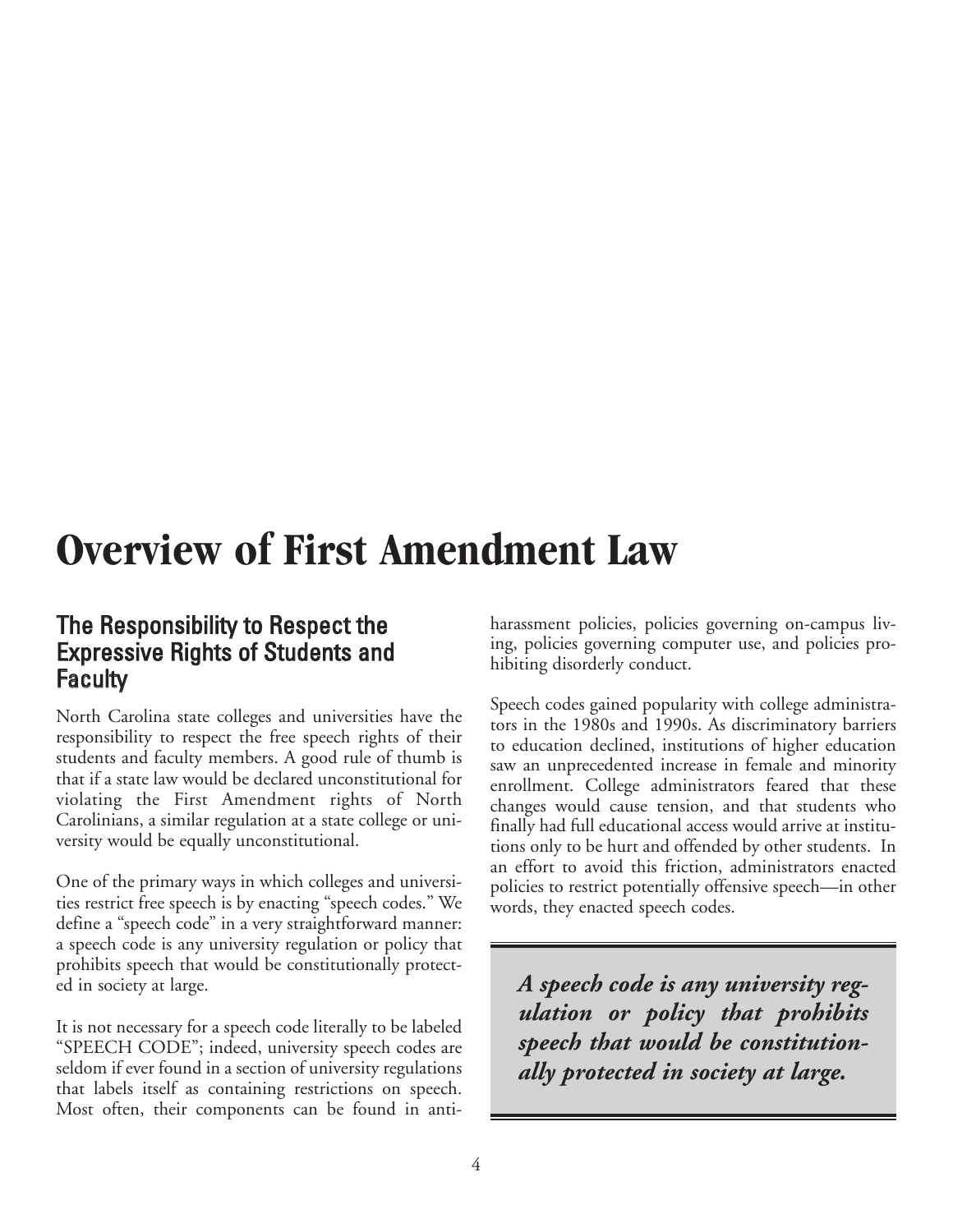# Overview of First Amendment Law

## The Responsibility to Respect the Expressive Rights of Students and Faculty

North Carolina state colleges and universities have the responsibility to respect the free speech rights of their students and faculty members. A good rule of thumb is that if a state law would be declared unconstitutional for violating the First Amendment rights of North Carolinians, a similar regulation at a state college or university would be equally unconstitutional.

One of the primary ways in which colleges and universities restrict free speech is by enacting "speech codes." We define a "speech code" in a very straightforward manner: a speech code is any university regulation or policy that prohibits speech that would be constitutionally protected in society at large.

It is not necessary for a speech code literally to be labeled "SPEECH CODE"; indeed, university speech codes are seldom if ever found in a section of university regulations that labels itself as containing restrictions on speech. Most often, their components can be found in anti-harassment policies, policies governing on-campus living, policies governing computer use, and policies prohibiting disorderly conduct.

Speech codes gained popularity with college administrators in the 1980s and 1990s. As discriminatory barriers to education declined, institutions of higher education saw an unprecedented increase in female and minority enrollment. College administrators feared that these changes would cause tension, and that students who finally had full educational access would arrive at institutions only to be hurt and offended by other students. In an effort to avoid this friction, administrators enacted policies to restrict potentially offensive speech—in other words, they enacted speech codes.

> ***A speech code is any university regulation or policy that prohibits speech that would be constitutionally protected in society at large.***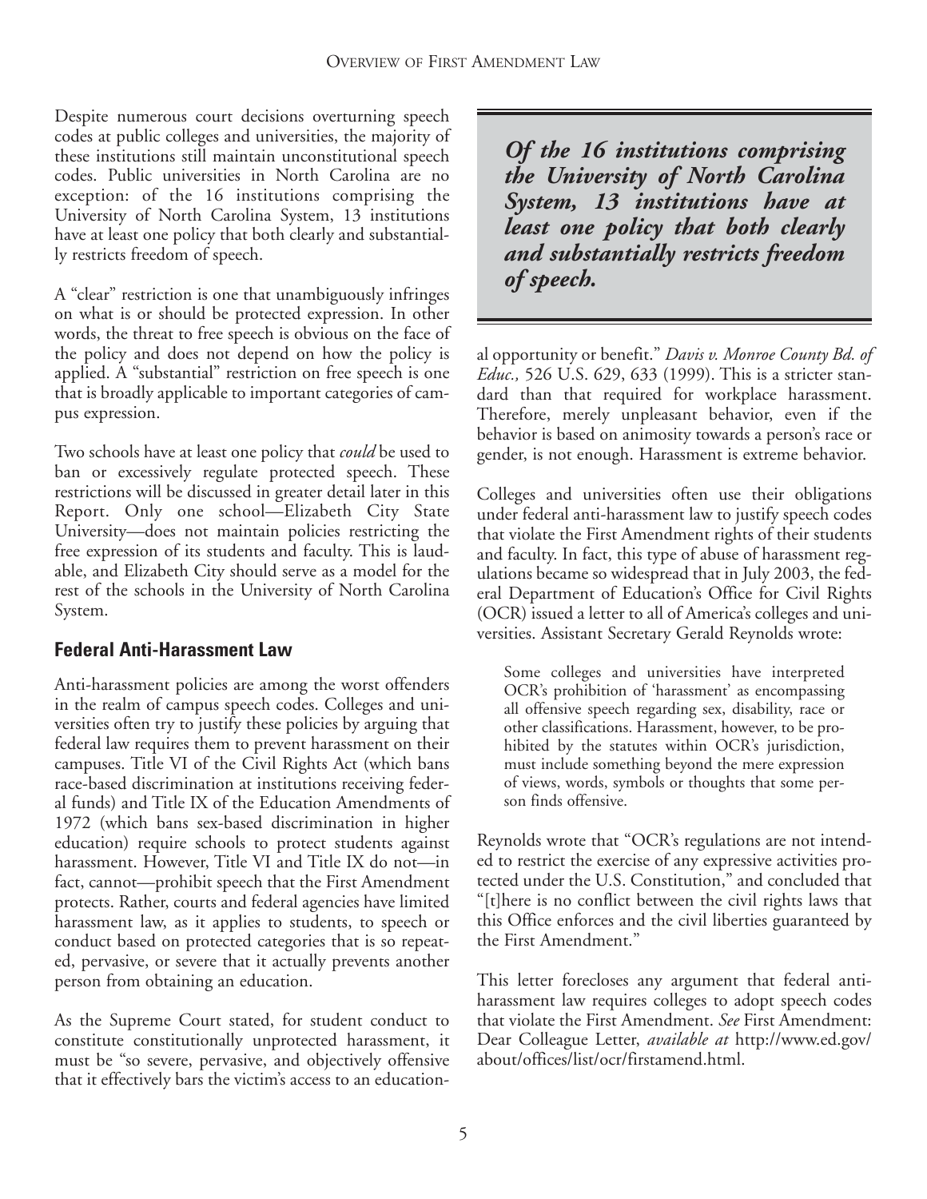Despite numerous court decisions overturning speech codes at public colleges and universities, the majority of these institutions still maintain unconstitutional speech codes. Public universities in North Carolina are no exception: of the 16 institutions comprising the University of North Carolina System, 13 institutions have at least one policy that both clearly and substantially restricts freedom of speech.

> ***Of the 16 institutions comprising the University of North Carolina System, 13 institutions have at least one policy that both clearly and substantially restricts freedom of speech.***

A "clear" restriction is one that unambiguously infringes on what is or should be protected expression. In other words, the threat to free speech is obvious on the face of the policy and does not depend on how the policy is applied. A "substantial" restriction on free speech is one that is broadly applicable to important categories of campus expression.

Two schools have at least one policy that *could* be used to ban or excessively regulate protected speech. These restrictions will be discussed in greater detail later in this Report. Only one school—Elizabeth City State University—does not maintain policies restricting the free expression of its students and faculty. This is laudable, and Elizabeth City should serve as a model for the rest of the schools in the University of North Carolina System.

## Federal Anti-Harassment Law

Anti-harassment policies are among the worst offenders in the realm of campus speech codes. Colleges and universities often try to justify these policies by arguing that federal law requires them to prevent harassment on their campuses. Title VI of the Civil Rights Act (which bans race-based discrimination at institutions receiving federal funds) and Title IX of the Education Amendments of 1972 (which bans sex-based discrimination in higher education) require schools to protect students against harassment. However, Title VI and Title IX do not—in fact, cannot—prohibit speech that the First Amendment protects. Rather, courts and federal agencies have limited harassment law, as it applies to students, to speech or conduct based on protected categories that is so repeated, pervasive, or severe that it actually prevents another person from obtaining an education.

As the Supreme Court stated, for student conduct to constitute constitutionally unprotected harassment, it must be "so severe, pervasive, and objectively offensive that it effectively bars the victim's access to an educational opportunity or benefit." *Davis v. Monroe County Bd. of Educ.,* 526 U.S. 629, 633 (1999). This is a stricter standard than that required for workplace harassment. Therefore, merely unpleasant behavior, even if the behavior is based on animosity towards a person's race or gender, is not enough. Harassment is extreme behavior.

Colleges and universities often use their obligations under federal anti-harassment law to justify speech codes that violate the First Amendment rights of their students and faculty. In fact, this type of abuse of harassment regulations became so widespread that in July 2003, the federal Department of Education's Office for Civil Rights (OCR) issued a letter to all of America's colleges and universities. Assistant Secretary Gerald Reynolds wrote:

> Some colleges and universities have interpreted OCR's prohibition of 'harassment' as encompassing all offensive speech regarding sex, disability, race or other classifications. Harassment, however, to be prohibited by the statutes within OCR's jurisdiction, must include something beyond the mere expression of views, words, symbols or thoughts that some person finds offensive.

Reynolds wrote that "OCR's regulations are not intended to restrict the exercise of any expressive activities protected under the U.S. Constitution," and concluded that "[t]here is no conflict between the civil rights laws that this Office enforces and the civil liberties guaranteed by the First Amendment."

This letter forecloses any argument that federal anti-harassment law requires colleges to adopt speech codes that violate the First Amendment. *See* First Amendment: Dear Colleague Letter, *available at* http://www.ed.gov/about/offices/list/ocr/firstamend.html.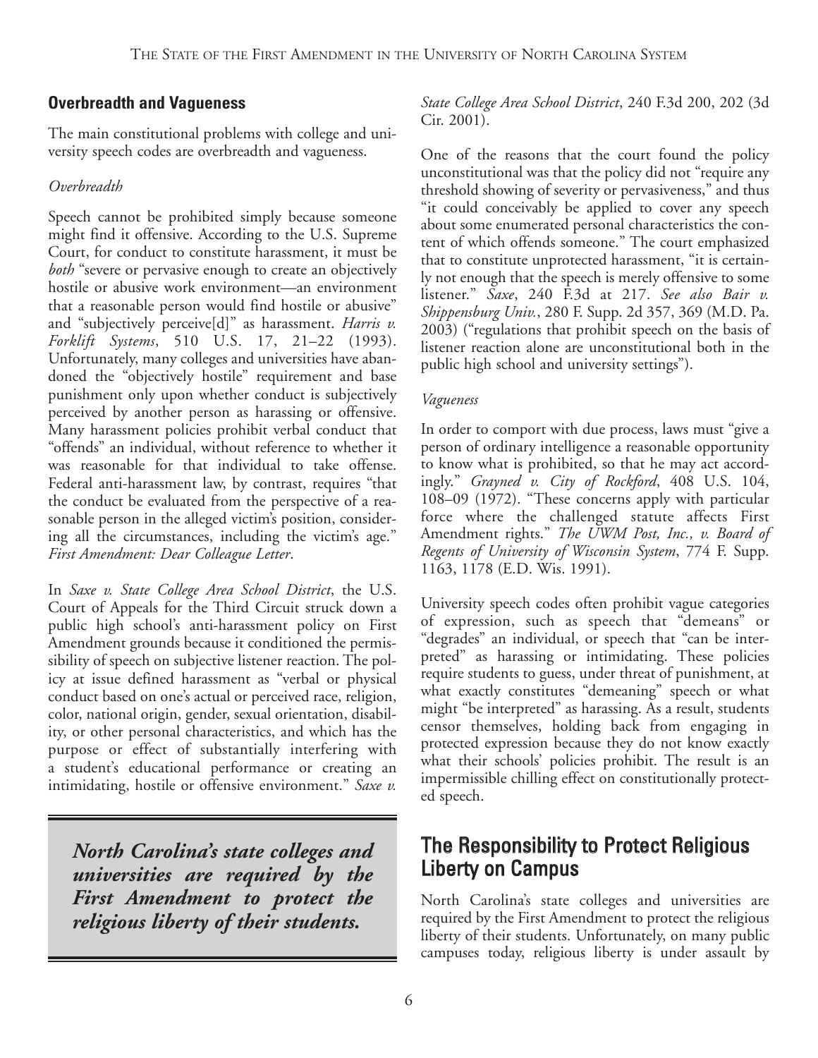## Overbreadth and Vagueness

The main constitutional problems with college and university speech codes are overbreadth and vagueness.

### *Overbreadth*

Speech cannot be prohibited simply because someone might find it offensive. According to the U.S. Supreme Court, for conduct to constitute harassment, it must be *both* "severe or pervasive enough to create an objectively hostile or abusive work environment—an environment that a reasonable person would find hostile or abusive" and "subjectively perceive[d]" as harassment. *Harris v. Forklift Systems*, 510 U.S. 17, 21–22 (1993). Unfortunately, many colleges and universities have abandoned the "objectively hostile" requirement and base punishment only upon whether conduct is subjectively perceived by another person as harassing or offensive. Many harassment policies prohibit verbal conduct that "offends" an individual, without reference to whether it was reasonable for that individual to take offense. Federal anti-harassment law, by contrast, requires "that the conduct be evaluated from the perspective of a reasonable person in the alleged victim's position, considering all the circumstances, including the victim's age." *First Amendment: Dear Colleague Letter*.

In *Saxe v. State College Area School District*, the U.S. Court of Appeals for the Third Circuit struck down a public high school's anti-harassment policy on First Amendment grounds because it conditioned the permissibility of speech on subjective listener reaction. The policy at issue defined harassment as "verbal or physical conduct based on one's actual or perceived race, religion, color, national origin, gender, sexual orientation, disability, or other personal characteristics, and which has the purpose or effect of substantially interfering with a student's educational performance or creating an intimidating, hostile or offensive environment." *Saxe v. State College Area School District*, 240 F.3d 200, 202 (3d Cir. 2001).

One of the reasons that the court found the policy unconstitutional was that the policy did not "require any threshold showing of severity or pervasiveness," and thus "it could conceivably be applied to cover any speech about some enumerated personal characteristics the content of which offends someone." The court emphasized that to constitute unprotected harassment, "it is certainly not enough that the speech is merely offensive to some listener." *Saxe*, 240 F.3d at 217. *See also Bair v. Shippensburg Univ.*, 280 F. Supp. 2d 357, 369 (M.D. Pa. 2003) ("regulations that prohibit speech on the basis of listener reaction alone are unconstitutional both in the public high school and university settings").

### *Vagueness*

In order to comport with due process, laws must "give a person of ordinary intelligence a reasonable opportunity to know what is prohibited, so that he may act accordingly." *Grayned v. City of Rockford*, 408 U.S. 104, 108–09 (1972). "These concerns apply with particular force where the challenged statute affects First Amendment rights." *The UWM Post, Inc., v. Board of Regents of University of Wisconsin System*, 774 F. Supp. 1163, 1178 (E.D. Wis. 1991).

University speech codes often prohibit vague categories of expression, such as speech that "demeans" or "degrades" an individual, or speech that "can be interpreted" as harassing or intimidating. These policies require students to guess, under threat of punishment, at what exactly constitutes "demeaning" speech or what might "be interpreted" as harassing. As a result, students censor themselves, holding back from engaging in protected expression because they do not know exactly what their schools' policies prohibit. The result is an impermissible chilling effect on constitutionally protected speech.

***North Carolina's state colleges and universities are required by the First Amendment to protect the religious liberty of their students.***

## The Responsibility to Protect Religious Liberty on Campus

North Carolina's state colleges and universities are required by the First Amendment to protect the religious liberty of their students. Unfortunately, on many public campuses today, religious liberty is under assault by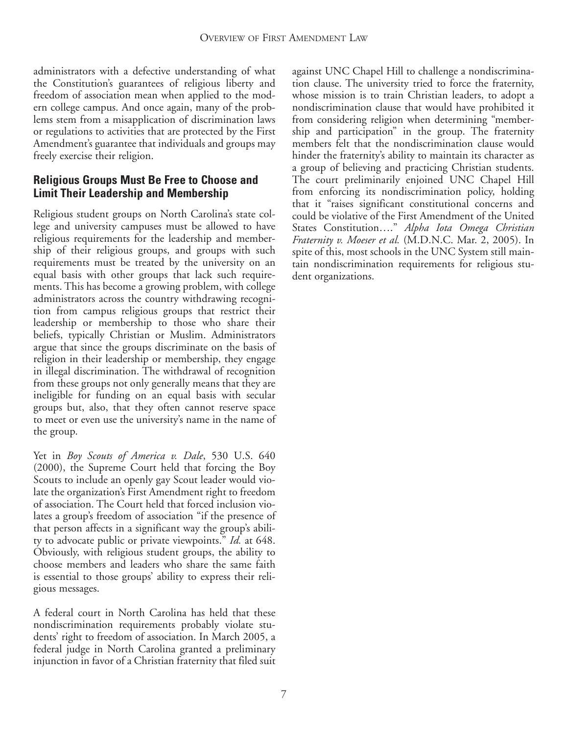administrators with a defective understanding of what the Constitution's guarantees of religious liberty and freedom of association mean when applied to the modern college campus. And once again, many of the problems stem from a misapplication of discrimination laws or regulations to activities that are protected by the First Amendment's guarantee that individuals and groups may freely exercise their religion.

### Religious Groups Must Be Free to Choose and Limit Their Leadership and Membership

Religious student groups on North Carolina's state college and university campuses must be allowed to have religious requirements for the leadership and membership of their religious groups, and groups with such requirements must be treated by the university on an equal basis with other groups that lack such requirements. This has become a growing problem, with college administrators across the country withdrawing recognition from campus religious groups that restrict their leadership or membership to those who share their beliefs, typically Christian or Muslim. Administrators argue that since the groups discriminate on the basis of religion in their leadership or membership, they engage in illegal discrimination. The withdrawal of recognition from these groups not only generally means that they are ineligible for funding on an equal basis with secular groups but, also, that they often cannot reserve space to meet or even use the university's name in the name of the group.

Yet in *Boy Scouts of America v. Dale*, 530 U.S. 640 (2000), the Supreme Court held that forcing the Boy Scouts to include an openly gay Scout leader would violate the organization's First Amendment right to freedom of association. The Court held that forced inclusion violates a group's freedom of association "if the presence of that person affects in a significant way the group's ability to advocate public or private viewpoints." *Id.* at 648. Obviously, with religious student groups, the ability to choose members and leaders who share the same faith is essential to those groups' ability to express their religious messages.

A federal court in North Carolina has held that these nondiscrimination requirements probably violate students' right to freedom of association. In March 2005, a federal judge in North Carolina granted a preliminary injunction in favor of a Christian fraternity that filed suit against UNC Chapel Hill to challenge a nondiscrimination clause. The university tried to force the fraternity, whose mission is to train Christian leaders, to adopt a nondiscrimination clause that would have prohibited it from considering religion when determining "membership and participation" in the group. The fraternity members felt that the nondiscrimination clause would hinder the fraternity's ability to maintain its character as a group of believing and practicing Christian students. The court preliminarily enjoined UNC Chapel Hill from enforcing its nondiscrimination policy, holding that it "raises significant constitutional concerns and could be violative of the First Amendment of the United States Constitution…." *Alpha Iota Omega Christian Fraternity v. Moeser et al.* (M.D.N.C. Mar. 2, 2005). In spite of this, most schools in the UNC System still maintain nondiscrimination requirements for religious student organizations.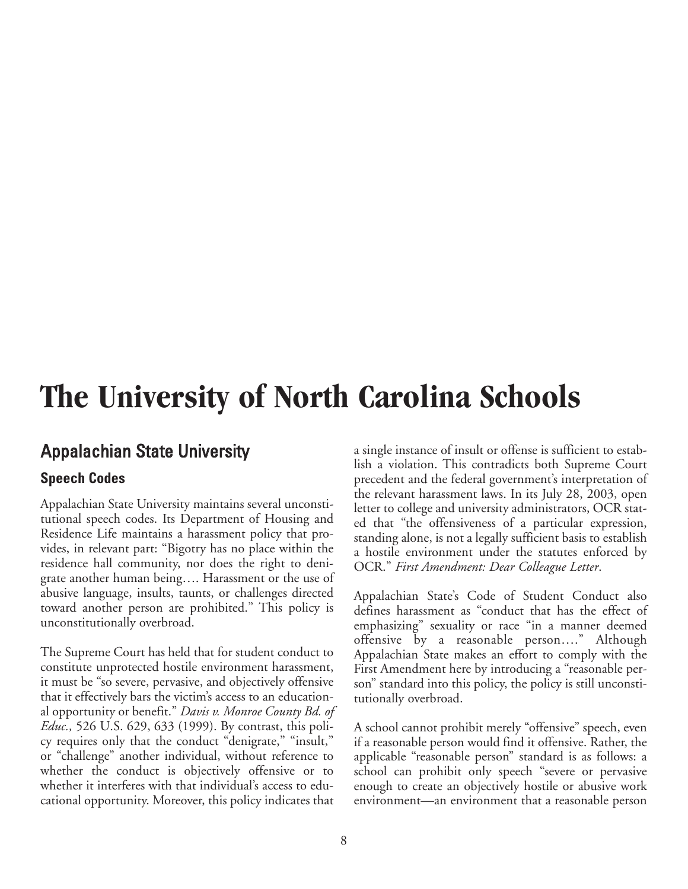# The University of North Carolina Schools

## Appalachian State University

### Speech Codes

Appalachian State University maintains several unconstitutional speech codes. Its Department of Housing and Residence Life maintains a harassment policy that provides, in relevant part: "Bigotry has no place within the residence hall community, nor does the right to denigrate another human being…. Harassment or the use of abusive language, insults, taunts, or challenges directed toward another person are prohibited." This policy is unconstitutionally overbroad.

The Supreme Court has held that for student conduct to constitute unprotected hostile environment harassment, it must be "so severe, pervasive, and objectively offensive that it effectively bars the victim's access to an educational opportunity or benefit." *Davis v. Monroe County Bd. of Educ.,* 526 U.S. 629, 633 (1999). By contrast, this policy requires only that the conduct "denigrate," "insult," or "challenge" another individual, without reference to whether the conduct is objectively offensive or to whether it interferes with that individual's access to educational opportunity. Moreover, this policy indicates that a single instance of insult or offense is sufficient to establish a violation. This contradicts both Supreme Court precedent and the federal government's interpretation of the relevant harassment laws. In its July 28, 2003, open letter to college and university administrators, OCR stated that "the offensiveness of a particular expression, standing alone, is not a legally sufficient basis to establish a hostile environment under the statutes enforced by OCR." *First Amendment: Dear Colleague Letter*.

Appalachian State's Code of Student Conduct also defines harassment as "conduct that has the effect of emphasizing" sexuality or race "in a manner deemed offensive by a reasonable person…." Although Appalachian State makes an effort to comply with the First Amendment here by introducing a "reasonable person" standard into this policy, the policy is still unconstitutionally overbroad.

A school cannot prohibit merely "offensive" speech, even if a reasonable person would find it offensive. Rather, the applicable "reasonable person" standard is as follows: a school can prohibit only speech "severe or pervasive enough to create an objectively hostile or abusive work environment—an environment that a reasonable person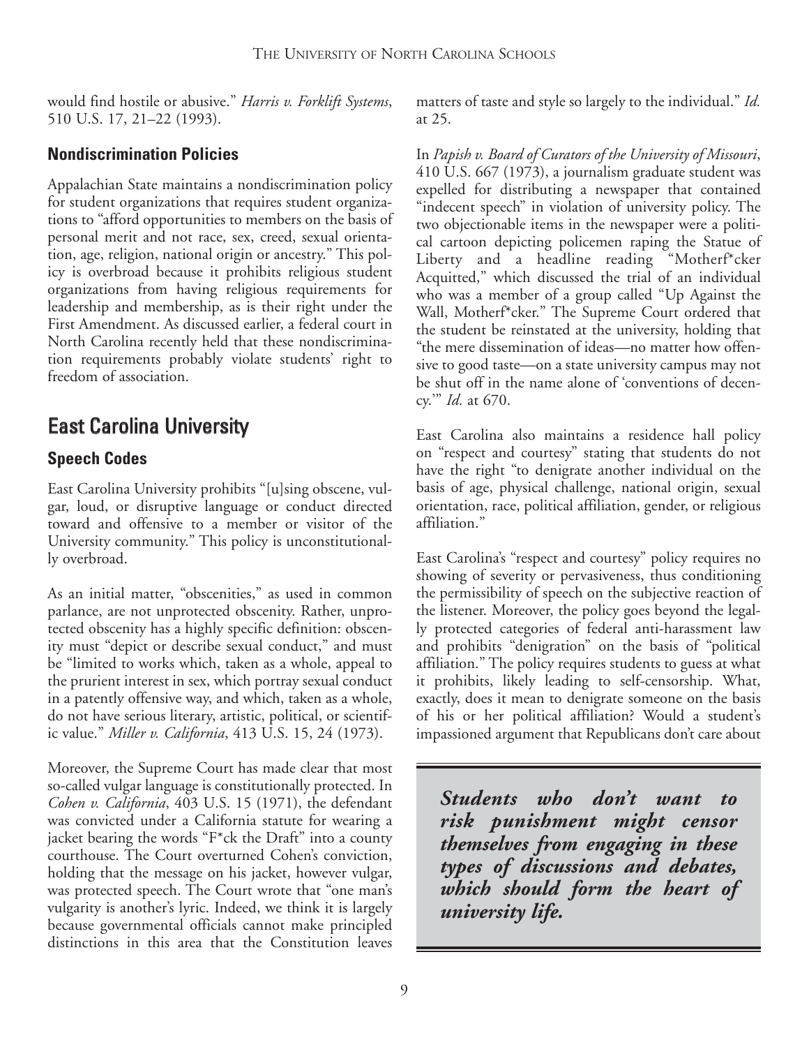would find hostile or abusive." *Harris v. Forklift Systems*, 510 U.S. 17, 21–22 (1993).

### Nondiscrimination Policies

Appalachian State maintains a nondiscrimination policy for student organizations that requires student organizations to "afford opportunities to members on the basis of personal merit and not race, sex, creed, sexual orientation, age, religion, national origin or ancestry." This policy is overbroad because it prohibits religious student organizations from having religious requirements for leadership and membership, as is their right under the First Amendment. As discussed earlier, a federal court in North Carolina recently held that these nondiscrimination requirements probably violate students' right to freedom of association.

## East Carolina University

### Speech Codes

East Carolina University prohibits "[u]sing obscene, vulgar, loud, or disruptive language or conduct directed toward and offensive to a member or visitor of the University community." This policy is unconstitutionally overbroad.

As an initial matter, "obscenities," as used in common parlance, are not unprotected obscenity. Rather, unprotected obscenity has a highly specific definition: obscenity must "depict or describe sexual conduct," and must be "limited to works which, taken as a whole, appeal to the prurient interest in sex, which portray sexual conduct in a patently offensive way, and which, taken as a whole, do not have serious literary, artistic, political, or scientific value." *Miller v. California*, 413 U.S. 15, 24 (1973).

Moreover, the Supreme Court has made clear that most so-called vulgar language is constitutionally protected. In *Cohen v. California*, 403 U.S. 15 (1971), the defendant was convicted under a California statute for wearing a jacket bearing the words "F*ck the Draft" into a county courthouse. The Court overturned Cohen's conviction, holding that the message on his jacket, however vulgar, was protected speech. The Court wrote that "one man's vulgarity is another's lyric. Indeed, we think it is largely because governmental officials cannot make principled distinctions in this area that the Constitution leaves matters of taste and style so largely to the individual." *Id.* at 25.

In *Papish v. Board of Curators of the University of Missouri*, 410 U.S. 667 (1973), a journalism graduate student was expelled for distributing a newspaper that contained "indecent speech" in violation of university policy. The two objectionable items in the newspaper were a political cartoon depicting policemen raping the Statue of Liberty and a headline reading "Motherf*cker Acquitted," which discussed the trial of an individual who was a member of a group called "Up Against the Wall, Motherf*cker." The Supreme Court ordered that the student be reinstated at the university, holding that "the mere dissemination of ideas—no matter how offensive to good taste—on a state university campus may not be shut off in the name alone of 'conventions of decency.'" *Id.* at 670.

East Carolina also maintains a residence hall policy on "respect and courtesy" stating that students do not have the right "to denigrate another individual on the basis of age, physical challenge, national origin, sexual orientation, race, political affiliation, gender, or religious affiliation."

East Carolina's "respect and courtesy" policy requires no showing of severity or pervasiveness, thus conditioning the permissibility of speech on the subjective reaction of the listener. Moreover, the policy goes beyond the legally protected categories of federal anti-harassment law and prohibits "denigration" on the basis of "political affiliation." The policy requires students to guess at what it prohibits, likely leading to self-censorship. What, exactly, does it mean to denigrate someone on the basis of his or her political affiliation? Would a student's impassioned argument that Republicans don't care about

***Students who don't want to risk punishment might censor themselves from engaging in these types of discussions and debates, which should form the heart of university life.***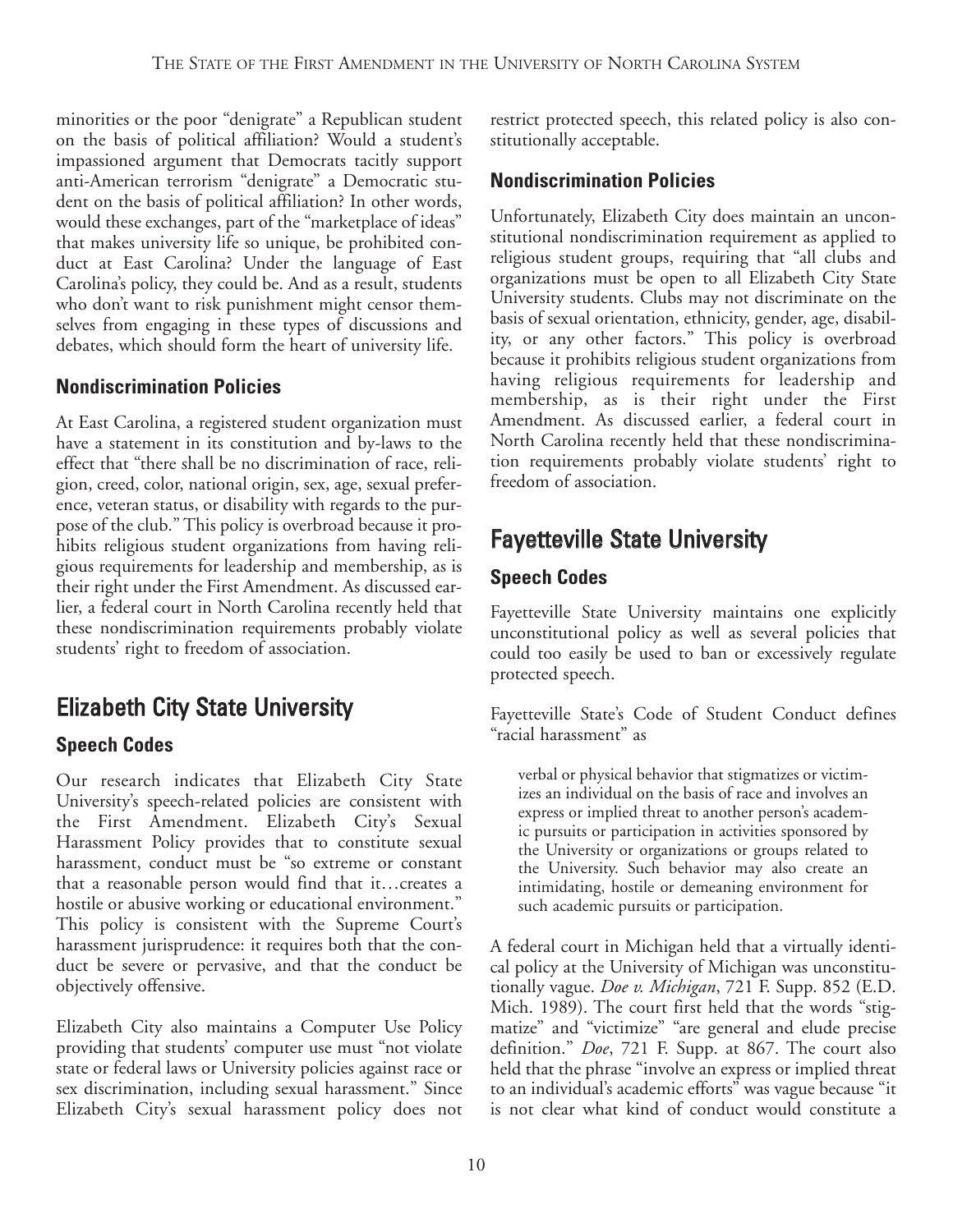minorities or the poor "denigrate" a Republican student on the basis of political affiliation? Would a student's impassioned argument that Democrats tacitly support anti-American terrorism "denigrate" a Democratic student on the basis of political affiliation? In other words, would these exchanges, part of the "marketplace of ideas" that makes university life so unique, be prohibited conduct at East Carolina? Under the language of East Carolina's policy, they could be. And as a result, students who don't want to risk punishment might censor themselves from engaging in these types of discussions and debates, which should form the heart of university life.

### Nondiscrimination Policies

At East Carolina, a registered student organization must have a statement in its constitution and by-laws to the effect that "there shall be no discrimination of race, religion, creed, color, national origin, sex, age, sexual preference, veteran status, or disability with regards to the purpose of the club." This policy is overbroad because it prohibits religious student organizations from having religious requirements for leadership and membership, as is their right under the First Amendment. As discussed earlier, a federal court in North Carolina recently held that these nondiscrimination requirements probably violate students' right to freedom of association.

## Elizabeth City State University

### Speech Codes

Our research indicates that Elizabeth City State University's speech-related policies are consistent with the First Amendment. Elizabeth City's Sexual Harassment Policy provides that to constitute sexual harassment, conduct must be "so extreme or constant that a reasonable person would find that it…creates a hostile or abusive working or educational environment." This policy is consistent with the Supreme Court's harassment jurisprudence: it requires both that the conduct be severe or pervasive, and that the conduct be objectively offensive.

Elizabeth City also maintains a Computer Use Policy providing that students' computer use must "not violate state or federal laws or University policies against race or sex discrimination, including sexual harassment." Since Elizabeth City's sexual harassment policy does not restrict protected speech, this related policy is also constitutionally acceptable.

### Nondiscrimination Policies

Unfortunately, Elizabeth City does maintain an unconstitutional nondiscrimination requirement as applied to religious student groups, requiring that "all clubs and organizations must be open to all Elizabeth City State University students. Clubs may not discriminate on the basis of sexual orientation, ethnicity, gender, age, disability, or any other factors." This policy is overbroad because it prohibits religious student organizations from having religious requirements for leadership and membership, as is their right under the First Amendment. As discussed earlier, a federal court in North Carolina recently held that these nondiscrimination requirements probably violate students' right to freedom of association.

## Fayetteville State University

### Speech Codes

Fayetteville State University maintains one explicitly unconstitutional policy as well as several policies that could too easily be used to ban or excessively regulate protected speech.

Fayetteville State's Code of Student Conduct defines "racial harassment" as

> verbal or physical behavior that stigmatizes or victimizes an individual on the basis of race and involves an express or implied threat to another person's academic pursuits or participation in activities sponsored by the University or organizations or groups related to the University. Such behavior may also create an intimidating, hostile or demeaning environment for such academic pursuits or participation.

A federal court in Michigan held that a virtually identical policy at the University of Michigan was unconstitutionally vague. *Doe v. Michigan*, 721 F. Supp. 852 (E.D. Mich. 1989). The court first held that the words "stigmatize" and "victimize" "are general and elude precise definition." *Doe*, 721 F. Supp. at 867. The court also held that the phrase "involve an express or implied threat to an individual's academic efforts" was vague because "it is not clear what kind of conduct would constitute a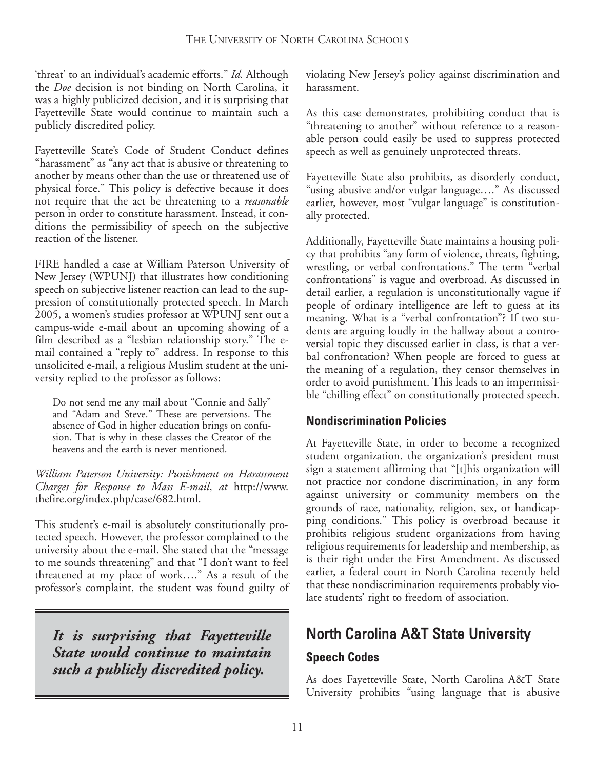'threat' to an individual's academic efforts." *Id.* Although the *Doe* decision is not binding on North Carolina, it was a highly publicized decision, and it is surprising that Fayetteville State would continue to maintain such a publicly discredited policy.

Fayetteville State's Code of Student Conduct defines "harassment" as "any act that is abusive or threatening to another by means other than the use or threatened use of physical force." This policy is defective because it does not require that the act be threatening to a *reasonable* person in order to constitute harassment. Instead, it conditions the permissibility of speech on the subjective reaction of the listener.

FIRE handled a case at William Paterson University of New Jersey (WPUNJ) that illustrates how conditioning speech on subjective listener reaction can lead to the suppression of constitutionally protected speech. In March 2005, a women's studies professor at WPUNJ sent out a campus-wide e-mail about an upcoming showing of a film described as a "lesbian relationship story." The e-mail contained a "reply to" address. In response to this unsolicited e-mail, a religious Muslim student at the university replied to the professor as follows:

> Do not send me any mail about "Connie and Sally" and "Adam and Steve." These are perversions. The absence of God in higher education brings on confusion. That is why in these classes the Creator of the heavens and the earth is never mentioned.

*William Paterson University: Punishment on Harassment Charges for Response to Mass E-mail*, *at* http://www.thefire.org/index.php/case/682.html.

This student's e-mail is absolutely constitutionally protected speech. However, the professor complained to the university about the e-mail. She stated that the "message to me sounds threatening" and that "I don't want to feel threatened at my place of work…." As a result of the professor's complaint, the student was found guilty of violating New Jersey's policy against discrimination and harassment.

> ***It is surprising that Fayetteville State would continue to maintain such a publicly discredited policy.***

As this case demonstrates, prohibiting conduct that is "threatening to another" without reference to a reasonable person could easily be used to suppress protected speech as well as genuinely unprotected threats.

Fayetteville State also prohibits, as disorderly conduct, "using abusive and/or vulgar language…." As discussed earlier, however, most "vulgar language" is constitutionally protected.

Additionally, Fayetteville State maintains a housing policy that prohibits "any form of violence, threats, fighting, wrestling, or verbal confrontations." The term "verbal confrontations" is vague and overbroad. As discussed in detail earlier, a regulation is unconstitutionally vague if people of ordinary intelligence are left to guess at its meaning. What is a "verbal confrontation"? If two students are arguing loudly in the hallway about a controversial topic they discussed earlier in class, is that a verbal confrontation? When people are forced to guess at the meaning of a regulation, they censor themselves in order to avoid punishment. This leads to an impermissible "chilling effect" on constitutionally protected speech.

### Nondiscrimination Policies

At Fayetteville State, in order to become a recognized student organization, the organization's president must sign a statement affirming that "[t]his organization will not practice nor condone discrimination, in any form against university or community members on the grounds of race, nationality, religion, sex, or handicapping conditions." This policy is overbroad because it prohibits religious student organizations from having religious requirements for leadership and membership, as is their right under the First Amendment. As discussed earlier, a federal court in North Carolina recently held that these nondiscrimination requirements probably violate students' right to freedom of association.

## North Carolina A&T State University

### Speech Codes

As does Fayetteville State, North Carolina A&T State University prohibits "using language that is abusive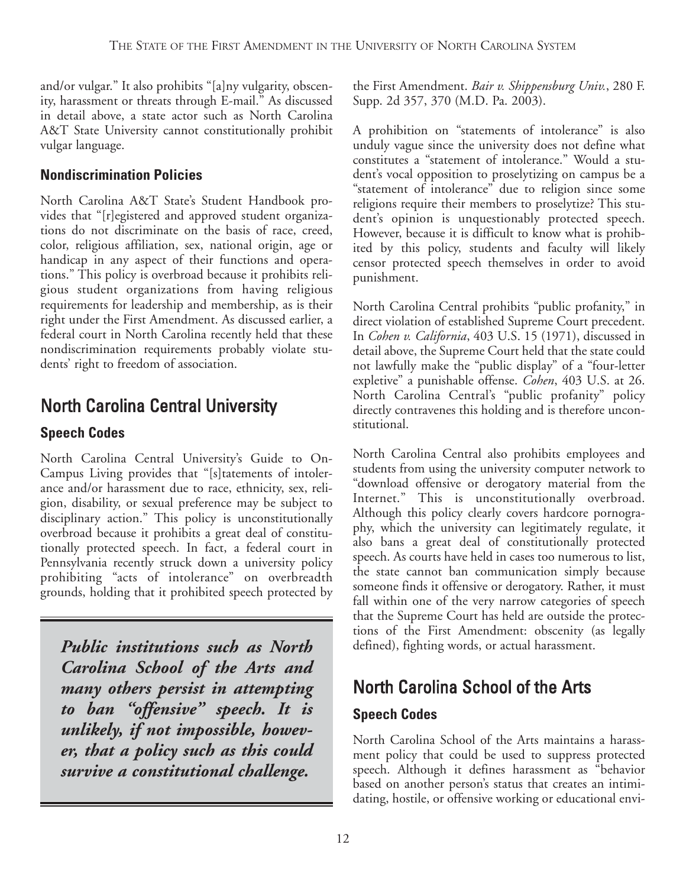and/or vulgar." It also prohibits "[a]ny vulgarity, obscenity, harassment or threats through E-mail." As discussed in detail above, a state actor such as North Carolina A&T State University cannot constitutionally prohibit vulgar language.

### Nondiscrimination Policies

North Carolina A&T State's Student Handbook provides that "[r]egistered and approved student organizations do not discriminate on the basis of race, creed, color, religious affiliation, sex, national origin, age or handicap in any aspect of their functions and operations." This policy is overbroad because it prohibits religious student organizations from having religious requirements for leadership and membership, as is their right under the First Amendment. As discussed earlier, a federal court in North Carolina recently held that these nondiscrimination requirements probably violate students' right to freedom of association.

## North Carolina Central University

### Speech Codes

North Carolina Central University's Guide to On-Campus Living provides that "[s]tatements of intolerance and/or harassment due to race, ethnicity, sex, religion, disability, or sexual preference may be subject to disciplinary action." This policy is unconstitutionally overbroad because it prohibits a great deal of constitutionally protected speech. In fact, a federal court in Pennsylvania recently struck down a university policy prohibiting "acts of intolerance" on overbreadth grounds, holding that it prohibited speech protected by the First Amendment. *Bair v. Shippensburg Univ.*, 280 F. Supp. 2d 357, 370 (M.D. Pa. 2003).

A prohibition on "statements of intolerance" is also unduly vague since the university does not define what constitutes a "statement of intolerance." Would a student's vocal opposition to proselytizing on campus be a "statement of intolerance" due to religion since some religions require their members to proselytize? This student's opinion is unquestionably protected speech. However, because it is difficult to know what is prohibited by this policy, students and faculty will likely censor protected speech themselves in order to avoid punishment.

North Carolina Central prohibits "public profanity," in direct violation of established Supreme Court precedent. In *Cohen v. California*, 403 U.S. 15 (1971), discussed in detail above, the Supreme Court held that the state could not lawfully make the "public display" of a "four-letter expletive" a punishable offense. *Cohen*, 403 U.S. at 26. North Carolina Central's "public profanity" policy directly contravenes this holding and is therefore unconstitutional.

North Carolina Central also prohibits employees and students from using the university computer network to "download offensive or derogatory material from the Internet." This is unconstitutionally overbroad. Although this policy clearly covers hardcore pornography, which the university can legitimately regulate, it also bans a great deal of constitutionally protected speech. As courts have held in cases too numerous to list, the state cannot ban communication simply because someone finds it offensive or derogatory. Rather, it must fall within one of the very narrow categories of speech that the Supreme Court has held are outside the protections of the First Amendment: obscenity (as legally defined), fighting words, or actual harassment.

> ***Public institutions such as North Carolina School of the Arts and many others persist in attempting to ban "offensive" speech. It is unlikely, if not impossible, however, that a policy such as this could survive a constitutional challenge.***

## North Carolina School of the Arts

### Speech Codes

North Carolina School of the Arts maintains a harassment policy that could be used to suppress protected speech. Although it defines harassment as "behavior based on another person's status that creates an intimidating, hostile, or offensive working or educational envi-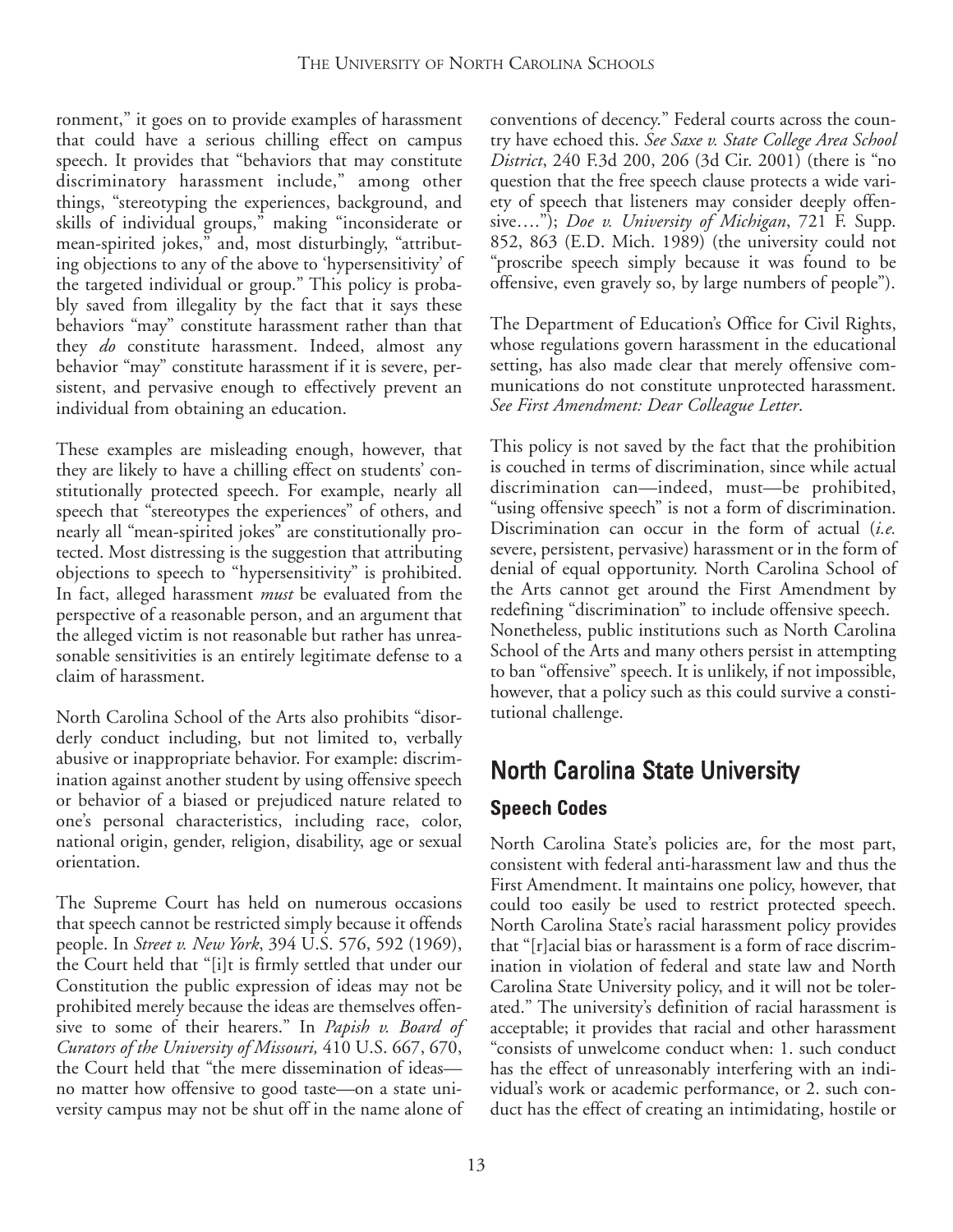ronment," it goes on to provide examples of harassment that could have a serious chilling effect on campus speech. It provides that "behaviors that may constitute discriminatory harassment include," among other things, "stereotyping the experiences, background, and skills of individual groups," making "inconsiderate or mean-spirited jokes," and, most disturbingly, "attributing objections to any of the above to 'hypersensitivity' of the targeted individual or group." This policy is probably saved from illegality by the fact that it says these behaviors "may" constitute harassment rather than that they *do* constitute harassment. Indeed, almost any behavior "may" constitute harassment if it is severe, persistent, and pervasive enough to effectively prevent an individual from obtaining an education.

These examples are misleading enough, however, that they are likely to have a chilling effect on students' constitutionally protected speech. For example, nearly all speech that "stereotypes the experiences" of others, and nearly all "mean-spirited jokes" are constitutionally protected. Most distressing is the suggestion that attributing objections to speech to "hypersensitivity" is prohibited. In fact, alleged harassment *must* be evaluated from the perspective of a reasonable person, and an argument that the alleged victim is not reasonable but rather has unreasonable sensitivities is an entirely legitimate defense to a claim of harassment.

North Carolina School of the Arts also prohibits "disorderly conduct including, but not limited to, verbally abusive or inappropriate behavior. For example: discrimination against another student by using offensive speech or behavior of a biased or prejudiced nature related to one's personal characteristics, including race, color, national origin, gender, religion, disability, age or sexual orientation.

The Supreme Court has held on numerous occasions that speech cannot be restricted simply because it offends people. In *Street v. New York*, 394 U.S. 576, 592 (1969), the Court held that "[i]t is firmly settled that under our Constitution the public expression of ideas may not be prohibited merely because the ideas are themselves offensive to some of their hearers." In *Papish v. Board of Curators of the University of Missouri,* 410 U.S. 667, 670, the Court held that "the mere dissemination of ideas—no matter how offensive to good taste—on a state university campus may not be shut off in the name alone of conventions of decency." Federal courts across the country have echoed this. *See Saxe v. State College Area School District*, 240 F.3d 200, 206 (3d Cir. 2001) (there is "no question that the free speech clause protects a wide variety of speech that listeners may consider deeply offensive…."); *Doe v. University of Michigan*, 721 F. Supp. 852, 863 (E.D. Mich. 1989) (the university could not "proscribe speech simply because it was found to be offensive, even gravely so, by large numbers of people").

The Department of Education's Office for Civil Rights, whose regulations govern harassment in the educational setting, has also made clear that merely offensive communications do not constitute unprotected harassment. *See First Amendment: Dear Colleague Letter*.

This policy is not saved by the fact that the prohibition is couched in terms of discrimination, since while actual discrimination can—indeed, must—be prohibited, "using offensive speech" is not a form of discrimination. Discrimination can occur in the form of actual (*i.e.* severe, persistent, pervasive) harassment or in the form of denial of equal opportunity. North Carolina School of the Arts cannot get around the First Amendment by redefining "discrimination" to include offensive speech. Nonetheless, public institutions such as North Carolina School of the Arts and many others persist in attempting to ban "offensive" speech. It is unlikely, if not impossible, however, that a policy such as this could survive a constitutional challenge.

## North Carolina State University

### Speech Codes

North Carolina State's policies are, for the most part, consistent with federal anti-harassment law and thus the First Amendment. It maintains one policy, however, that could too easily be used to restrict protected speech. North Carolina State's racial harassment policy provides that "[r]acial bias or harassment is a form of race discrimination in violation of federal and state law and North Carolina State University policy, and it will not be tolerated." The university's definition of racial harassment is acceptable; it provides that racial and other harassment "consists of unwelcome conduct when: 1. such conduct has the effect of unreasonably interfering with an individual's work or academic performance, or 2. such conduct has the effect of creating an intimidating, hostile or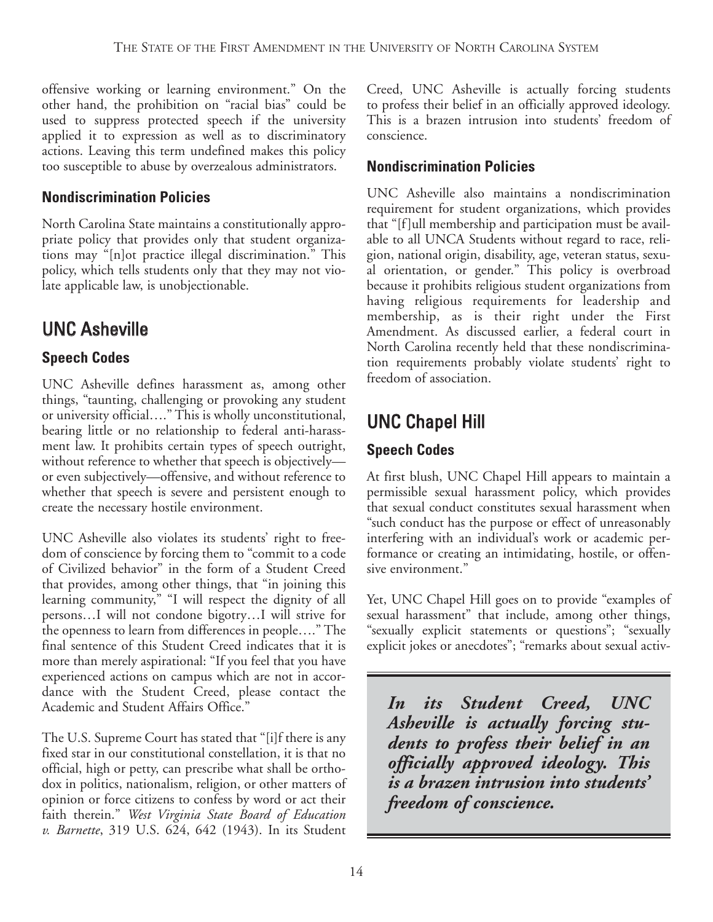offensive working or learning environment." On the other hand, the prohibition on "racial bias" could be used to suppress protected speech if the university applied it to expression as well as to discriminatory actions. Leaving this term undefined makes this policy too susceptible to abuse by overzealous administrators.

### Nondiscrimination Policies

North Carolina State maintains a constitutionally appropriate policy that provides only that student organizations may "[n]ot practice illegal discrimination." This policy, which tells students only that they may not violate applicable law, is unobjectionable.

## UNC Asheville

### Speech Codes

UNC Asheville defines harassment as, among other things, "taunting, challenging or provoking any student or university official…." This is wholly unconstitutional, bearing little or no relationship to federal anti-harassment law. It prohibits certain types of speech outright, without reference to whether that speech is objectively—or even subjectively—offensive, and without reference to whether that speech is severe and persistent enough to create the necessary hostile environment.

UNC Asheville also violates its students' right to freedom of conscience by forcing them to "commit to a code of Civilized behavior" in the form of a Student Creed that provides, among other things, that "in joining this learning community," "I will respect the dignity of all persons…I will not condone bigotry…I will strive for the openness to learn from differences in people…." The final sentence of this Student Creed indicates that it is more than merely aspirational: "If you feel that you have experienced actions on campus which are not in accordance with the Student Creed, please contact the Academic and Student Affairs Office."

The U.S. Supreme Court has stated that "[i]f there is any fixed star in our constitutional constellation, it is that no official, high or petty, can prescribe what shall be orthodox in politics, nationalism, religion, or other matters of opinion or force citizens to confess by word or act their faith therein." *West Virginia State Board of Education v. Barnette*, 319 U.S. 624, 642 (1943). In its Student Creed, UNC Asheville is actually forcing students to profess their belief in an officially approved ideology. This is a brazen intrusion into students' freedom of conscience.

### Nondiscrimination Policies

UNC Asheville also maintains a nondiscrimination requirement for student organizations, which provides that "[f]ull membership and participation must be available to all UNCA Students without regard to race, religion, national origin, disability, age, veteran status, sexual orientation, or gender." This policy is overbroad because it prohibits religious student organizations from having religious requirements for leadership and membership, as is their right under the First Amendment. As discussed earlier, a federal court in North Carolina recently held that these nondiscrimination requirements probably violate students' right to freedom of association.

## UNC Chapel Hill

### Speech Codes

At first blush, UNC Chapel Hill appears to maintain a permissible sexual harassment policy, which provides that sexual conduct constitutes sexual harassment when "such conduct has the purpose or effect of unreasonably interfering with an individual's work or academic performance or creating an intimidating, hostile, or offensive environment."

Yet, UNC Chapel Hill goes on to provide "examples of sexual harassment" that include, among other things, "sexually explicit statements or questions"; "sexually explicit jokes or anecdotes"; "remarks about sexual activ-

> ***In its Student Creed, UNC Asheville is actually forcing students to profess their belief in an officially approved ideology. This is a brazen intrusion into students' freedom of conscience.***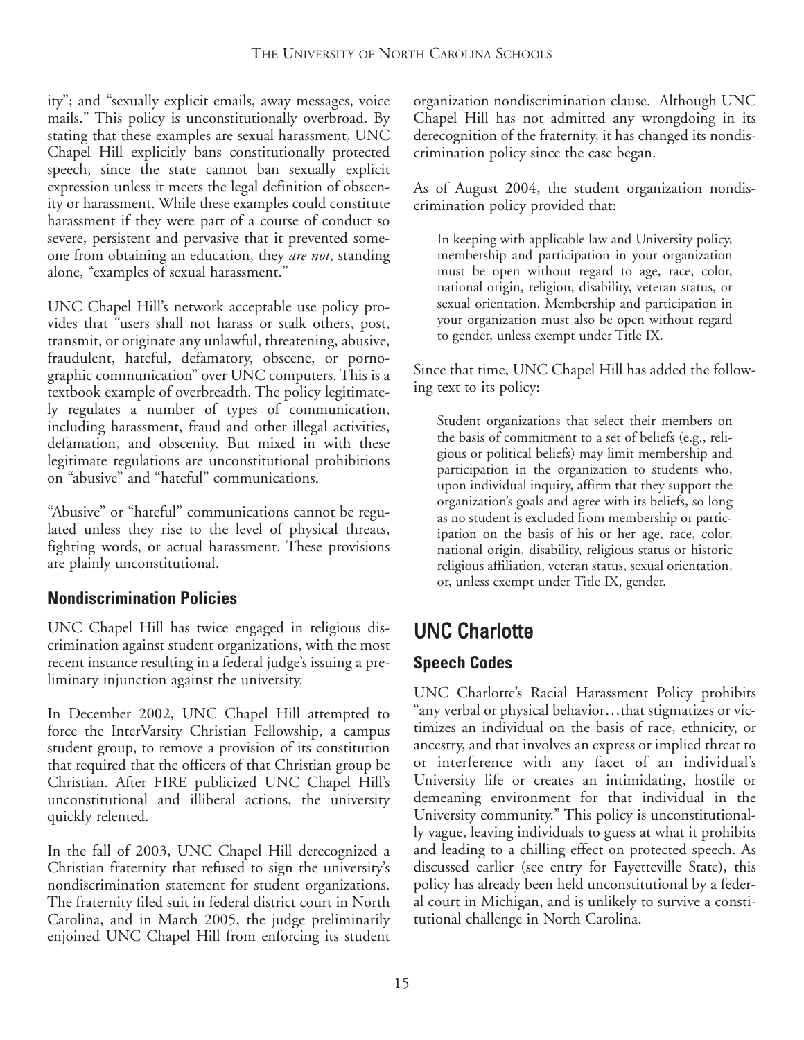ity"; and "sexually explicit emails, away messages, voice mails." This policy is unconstitutionally overbroad. By stating that these examples are sexual harassment, UNC Chapel Hill explicitly bans constitutionally protected speech, since the state cannot ban sexually explicit expression unless it meets the legal definition of obscenity or harassment. While these examples could constitute harassment if they were part of a course of conduct so severe, persistent and pervasive that it prevented someone from obtaining an education, they *are not*, standing alone, "examples of sexual harassment."

UNC Chapel Hill's network acceptable use policy provides that "users shall not harass or stalk others, post, transmit, or originate any unlawful, threatening, abusive, fraudulent, hateful, defamatory, obscene, or pornographic communication" over UNC computers. This is a textbook example of overbreadth. The policy legitimately regulates a number of types of communication, including harassment, fraud and other illegal activities, defamation, and obscenity. But mixed in with these legitimate regulations are unconstitutional prohibitions on "abusive" and "hateful" communications.

"Abusive" or "hateful" communications cannot be regulated unless they rise to the level of physical threats, fighting words, or actual harassment. These provisions are plainly unconstitutional.

### Nondiscrimination Policies

UNC Chapel Hill has twice engaged in religious discrimination against student organizations, with the most recent instance resulting in a federal judge's issuing a preliminary injunction against the university.

In December 2002, UNC Chapel Hill attempted to force the InterVarsity Christian Fellowship, a campus student group, to remove a provision of its constitution that required that the officers of that Christian group be Christian. After FIRE publicized UNC Chapel Hill's unconstitutional and illiberal actions, the university quickly relented.

In the fall of 2003, UNC Chapel Hill derecognized a Christian fraternity that refused to sign the university's nondiscrimination statement for student organizations. The fraternity filed suit in federal district court in North Carolina, and in March 2005, the judge preliminarily enjoined UNC Chapel Hill from enforcing its student organization nondiscrimination clause. Although UNC Chapel Hill has not admitted any wrongdoing in its derecognition of the fraternity, it has changed its nondiscrimination policy since the case began.

As of August 2004, the student organization nondiscrimination policy provided that:

> In keeping with applicable law and University policy, membership and participation in your organization must be open without regard to age, race, color, national origin, religion, disability, veteran status, or sexual orientation. Membership and participation in your organization must also be open without regard to gender, unless exempt under Title IX.

Since that time, UNC Chapel Hill has added the following text to its policy:

> Student organizations that select their members on the basis of commitment to a set of beliefs (e.g., religious or political beliefs) may limit membership and participation in the organization to students who, upon individual inquiry, affirm that they support the organization's goals and agree with its beliefs, so long as no student is excluded from membership or participation on the basis of his or her age, race, color, national origin, disability, religious status or historic religious affiliation, veteran status, sexual orientation, or, unless exempt under Title IX, gender.

## UNC Charlotte

### Speech Codes

UNC Charlotte's Racial Harassment Policy prohibits "any verbal or physical behavior…that stigmatizes or victimizes an individual on the basis of race, ethnicity, or ancestry, and that involves an express or implied threat to or interference with any facet of an individual's University life or creates an intimidating, hostile or demeaning environment for that individual in the University community." This policy is unconstitutionally vague, leaving individuals to guess at what it prohibits and leading to a chilling effect on protected speech. As discussed earlier (see entry for Fayetteville State), this policy has already been held unconstitutional by a federal court in Michigan, and is unlikely to survive a constitutional challenge in North Carolina.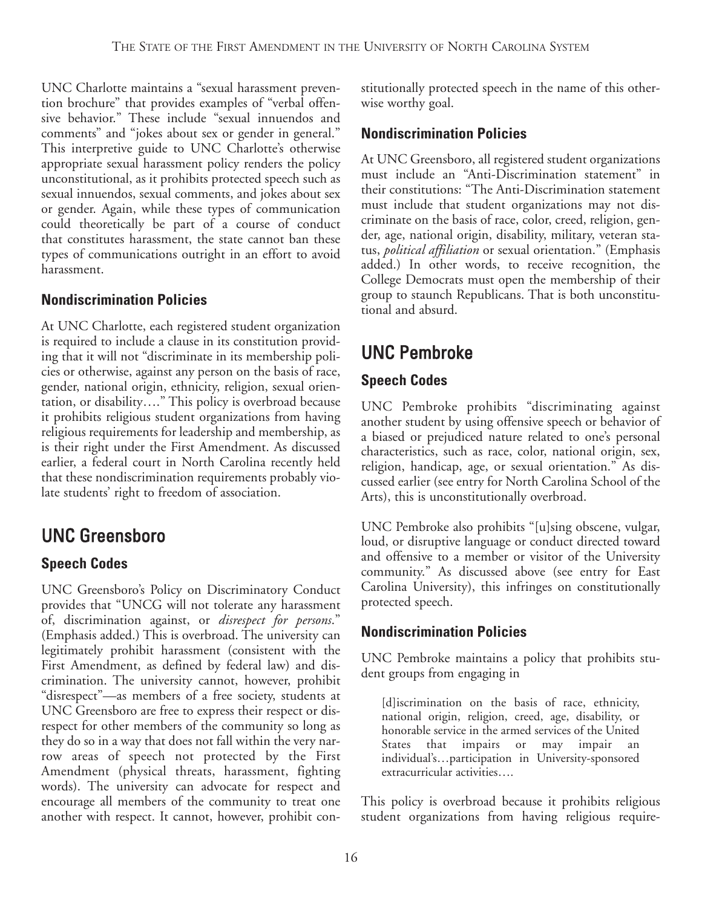UNC Charlotte maintains a "sexual harassment prevention brochure" that provides examples of "verbal offensive behavior." These include "sexual innuendos and comments" and "jokes about sex or gender in general." This interpretive guide to UNC Charlotte's otherwise appropriate sexual harassment policy renders the policy unconstitutional, as it prohibits protected speech such as sexual innuendos, sexual comments, and jokes about sex or gender. Again, while these types of communication could theoretically be part of a course of conduct that constitutes harassment, the state cannot ban these types of communications outright in an effort to avoid harassment.

### Nondiscrimination Policies

At UNC Charlotte, each registered student organization is required to include a clause in its constitution providing that it will not "discriminate in its membership policies or otherwise, against any person on the basis of race, gender, national origin, ethnicity, religion, sexual orientation, or disability…." This policy is overbroad because it prohibits religious student organizations from having religious requirements for leadership and membership, as is their right under the First Amendment. As discussed earlier, a federal court in North Carolina recently held that these nondiscrimination requirements probably violate students' right to freedom of association.

## UNC Greensboro

### Speech Codes

UNC Greensboro's Policy on Discriminatory Conduct provides that "UNCG will not tolerate any harassment of, discrimination against, or *disrespect for persons*." (Emphasis added.) This is overbroad. The university can legitimately prohibit harassment (consistent with the First Amendment, as defined by federal law) and discrimination. The university cannot, however, prohibit "disrespect"—as members of a free society, students at UNC Greensboro are free to express their respect or disrespect for other members of the community so long as they do so in a way that does not fall within the very narrow areas of speech not protected by the First Amendment (physical threats, harassment, fighting words). The university can advocate for respect and encourage all members of the community to treat one another with respect. It cannot, however, prohibit constitutionally protected speech in the name of this otherwise worthy goal.

### Nondiscrimination Policies

At UNC Greensboro, all registered student organizations must include an "Anti-Discrimination statement" in their constitutions: "The Anti-Discrimination statement must include that student organizations may not discriminate on the basis of race, color, creed, religion, gender, age, national origin, disability, military, veteran status, *political affiliation* or sexual orientation." (Emphasis added.) In other words, to receive recognition, the College Democrats must open the membership of their group to staunch Republicans. That is both unconstitutional and absurd.

## UNC Pembroke

### Speech Codes

UNC Pembroke prohibits "discriminating against another student by using offensive speech or behavior of a biased or prejudiced nature related to one's personal characteristics, such as race, color, national origin, sex, religion, handicap, age, or sexual orientation." As discussed earlier (see entry for North Carolina School of the Arts), this is unconstitutionally overbroad.

UNC Pembroke also prohibits "[u]sing obscene, vulgar, loud, or disruptive language or conduct directed toward and offensive to a member or visitor of the University community." As discussed above (see entry for East Carolina University), this infringes on constitutionally protected speech.

### Nondiscrimination Policies

UNC Pembroke maintains a policy that prohibits student groups from engaging in

> [d]iscrimination on the basis of race, ethnicity, national origin, religion, creed, age, disability, or honorable service in the armed services of the United States that impairs or may impair an individual's…participation in University-sponsored extracurricular activities….

This policy is overbroad because it prohibits religious student organizations from having religious require-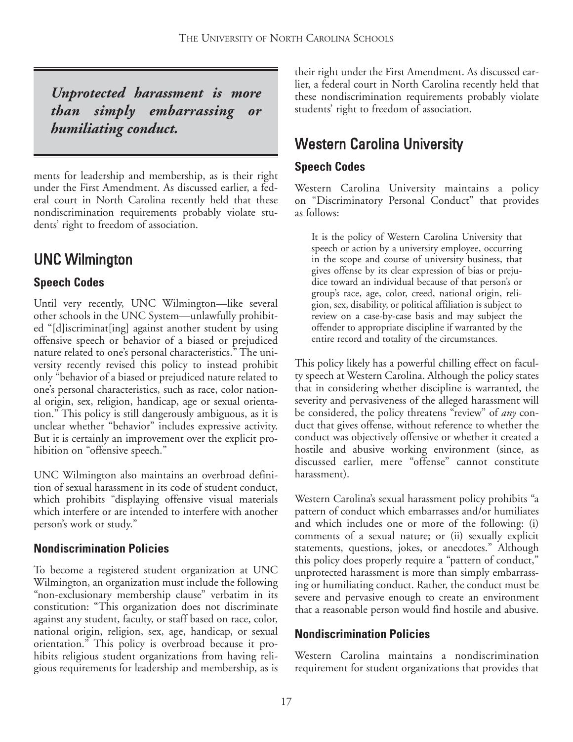*Unprotected harassment is more than simply embarrassing or humiliating conduct.*

ments for leadership and membership, as is their right under the First Amendment. As discussed earlier, a federal court in North Carolina recently held that these nondiscrimination requirements probably violate students' right to freedom of association.

## UNC Wilmington

### Speech Codes

Until very recently, UNC Wilmington—like several other schools in the UNC System—unlawfully prohibited "[d]iscriminat[ing] against another student by using offensive speech or behavior of a biased or prejudiced nature related to one's personal characteristics." The university recently revised this policy to instead prohibit only "behavior of a biased or prejudiced nature related to one's personal characteristics, such as race, color national origin, sex, religion, handicap, age or sexual orientation." This policy is still dangerously ambiguous, as it is unclear whether "behavior" includes expressive activity. But it is certainly an improvement over the explicit prohibition on "offensive speech."

UNC Wilmington also maintains an overbroad definition of sexual harassment in its code of student conduct, which prohibits "displaying offensive visual materials which interfere or are intended to interfere with another person's work or study."

### Nondiscrimination Policies

To become a registered student organization at UNC Wilmington, an organization must include the following "non-exclusionary membership clause" verbatim in its constitution: "This organization does not discriminate against any student, faculty, or staff based on race, color, national origin, religion, sex, age, handicap, or sexual orientation." This policy is overbroad because it prohibits religious student organizations from having religious requirements for leadership and membership, as is their right under the First Amendment. As discussed earlier, a federal court in North Carolina recently held that these nondiscrimination requirements probably violate students' right to freedom of association.

## Western Carolina University

### Speech Codes

Western Carolina University maintains a policy on "Discriminatory Personal Conduct" that provides as follows:

> It is the policy of Western Carolina University that speech or action by a university employee, occurring in the scope and course of university business, that gives offense by its clear expression of bias or prejudice toward an individual because of that person's or group's race, age, color, creed, national origin, religion, sex, disability, or political affiliation is subject to review on a case-by-case basis and may subject the offender to appropriate discipline if warranted by the entire record and totality of the circumstances.

This policy likely has a powerful chilling effect on faculty speech at Western Carolina. Although the policy states that in considering whether discipline is warranted, the severity and pervasiveness of the alleged harassment will be considered, the policy threatens "review" of *any* conduct that gives offense, without reference to whether the conduct was objectively offensive or whether it created a hostile and abusive working environment (since, as discussed earlier, mere "offense" cannot constitute harassment).

Western Carolina's sexual harassment policy prohibits "a pattern of conduct which embarrasses and/or humiliates and which includes one or more of the following: (i) comments of a sexual nature; or (ii) sexually explicit statements, questions, jokes, or anecdotes." Although this policy does properly require a "pattern of conduct," unprotected harassment is more than simply embarrassing or humiliating conduct. Rather, the conduct must be severe and pervasive enough to create an environment that a reasonable person would find hostile and abusive.

### Nondiscrimination Policies

Western Carolina maintains a nondiscrimination requirement for student organizations that provides that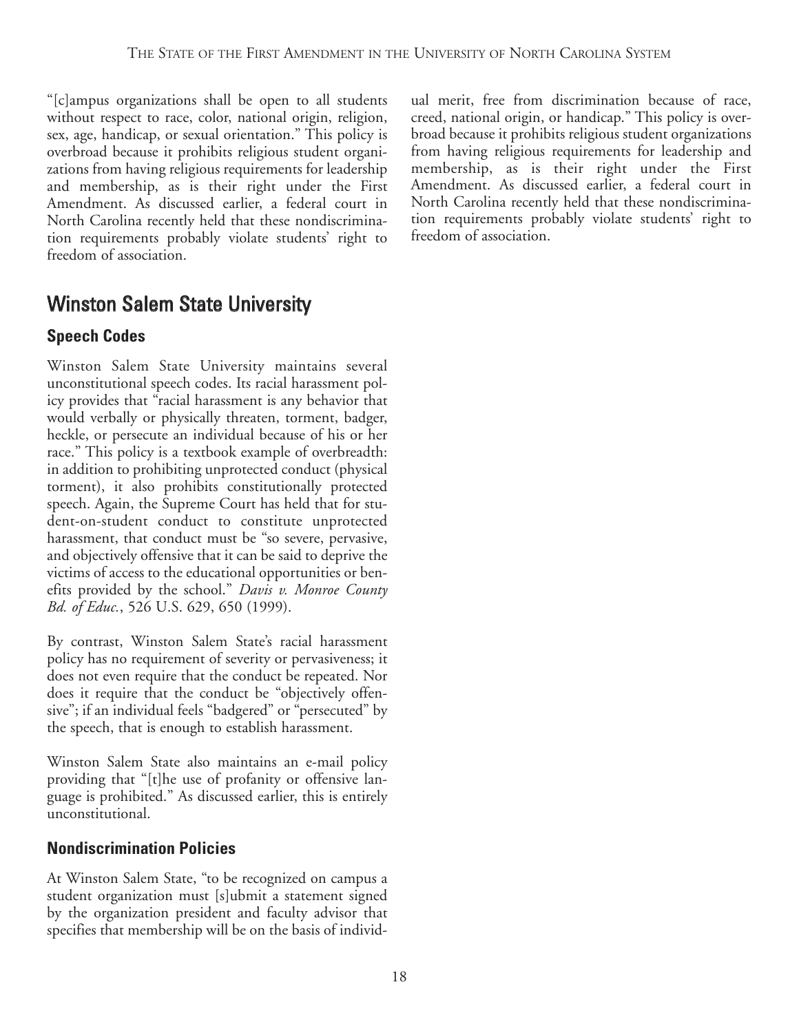"[c]ampus organizations shall be open to all students without respect to race, color, national origin, religion, sex, age, handicap, or sexual orientation." This policy is overbroad because it prohibits religious student organizations from having religious requirements for leadership and membership, as is their right under the First Amendment. As discussed earlier, a federal court in North Carolina recently held that these nondiscrimination requirements probably violate students' right to freedom of association.

## Winston Salem State University

### Speech Codes

Winston Salem State University maintains several unconstitutional speech codes. Its racial harassment policy provides that "racial harassment is any behavior that would verbally or physically threaten, torment, badger, heckle, or persecute an individual because of his or her race." This policy is a textbook example of overbreadth: in addition to prohibiting unprotected conduct (physical torment), it also prohibits constitutionally protected speech. Again, the Supreme Court has held that for student-on-student conduct to constitute unprotected harassment, that conduct must be "so severe, pervasive, and objectively offensive that it can be said to deprive the victims of access to the educational opportunities or benefits provided by the school." *Davis v. Monroe County Bd. of Educ.*, 526 U.S. 629, 650 (1999).

By contrast, Winston Salem State's racial harassment policy has no requirement of severity or pervasiveness; it does not even require that the conduct be repeated. Nor does it require that the conduct be "objectively offensive"; if an individual feels "badgered" or "persecuted" by the speech, that is enough to establish harassment.

Winston Salem State also maintains an e-mail policy providing that "[t]he use of profanity or offensive language is prohibited." As discussed earlier, this is entirely unconstitutional.

### Nondiscrimination Policies

At Winston Salem State, "to be recognized on campus a student organization must [s]ubmit a statement signed by the organization president and faculty advisor that specifies that membership will be on the basis of individual merit, free from discrimination because of race, creed, national origin, or handicap." This policy is overbroad because it prohibits religious student organizations from having religious requirements for leadership and membership, as is their right under the First Amendment. As discussed earlier, a federal court in North Carolina recently held that these nondiscrimination requirements probably violate students' right to freedom of association.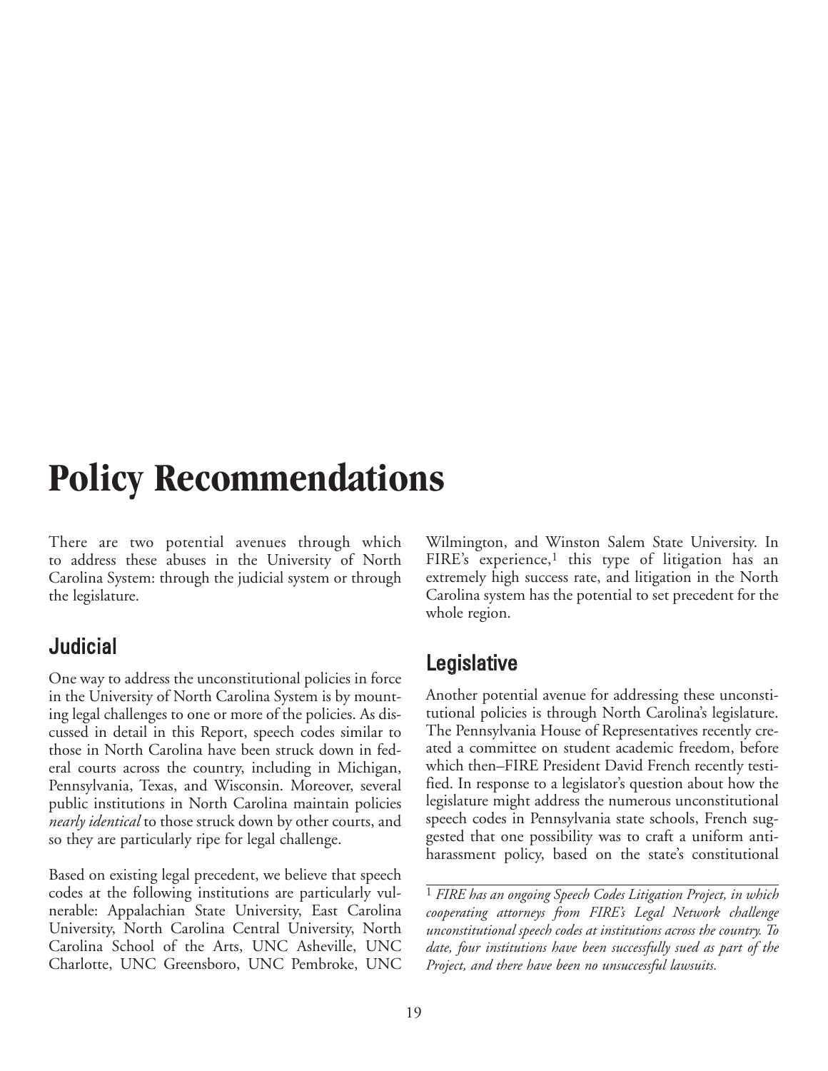# Policy Recommendations

There are two potential avenues through which to address these abuses in the University of North Carolina System: through the judicial system or through the legislature.

## Judicial

One way to address the unconstitutional policies in force in the University of North Carolina System is by mounting legal challenges to one or more of the policies. As discussed in detail in this Report, speech codes similar to those in North Carolina have been struck down in federal courts across the country, including in Michigan, Pennsylvania, Texas, and Wisconsin. Moreover, several public institutions in North Carolina maintain policies *nearly identical* to those struck down by other courts, and so they are particularly ripe for legal challenge.

Based on existing legal precedent, we believe that speech codes at the following institutions are particularly vulnerable: Appalachian State University, East Carolina University, North Carolina Central University, North Carolina School of the Arts, UNC Asheville, UNC Charlotte, UNC Greensboro, UNC Pembroke, UNC Wilmington, and Winston Salem State University. In FIRE's experience,[1] this type of litigation has an extremely high success rate, and litigation in the North Carolina system has the potential to set precedent for the whole region.

## Legislative

Another potential avenue for addressing these unconstitutional policies is through North Carolina's legislature. The Pennsylvania House of Representatives recently created a committee on student academic freedom, before which then–FIRE President David French recently testified. In response to a legislator's question about how the legislature might address the numerous unconstitutional speech codes in Pennsylvania state schools, French suggested that one possibility was to craft a uniform anti-harassment policy, based on the state's constitutional

[1] *FIRE has an ongoing Speech Codes Litigation Project, in which cooperating attorneys from FIRE's Legal Network challenge unconstitutional speech codes at institutions across the country. To date, four institutions have been successfully sued as part of the Project, and there have been no unsuccessful lawsuits.*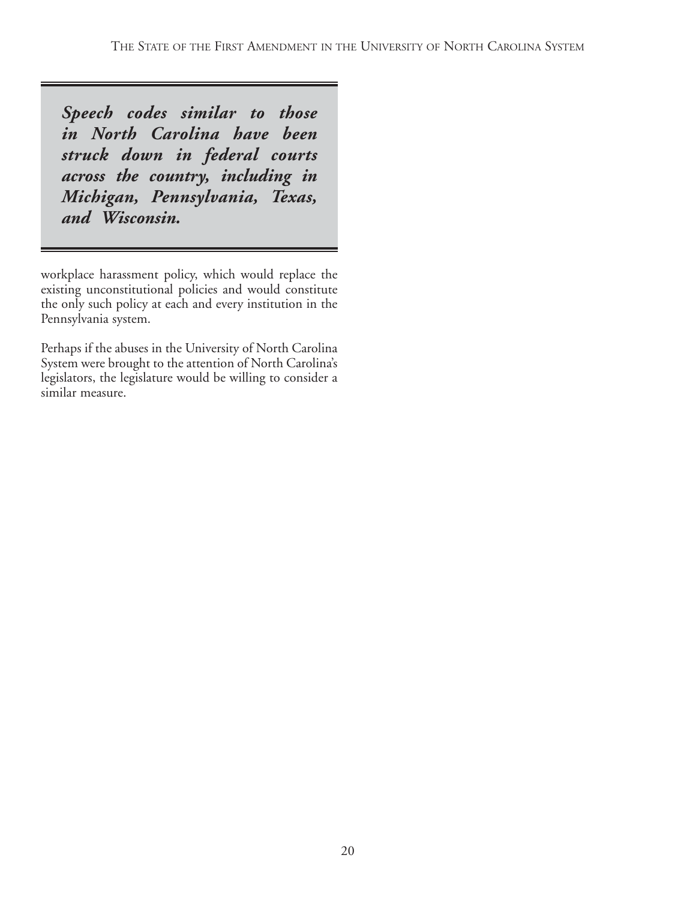***Speech codes similar to those in North Carolina have been struck down in federal courts across the country, including in Michigan, Pennsylvania, Texas, and Wisconsin.***

workplace harassment policy, which would replace the existing unconstitutional policies and would constitute the only such policy at each and every institution in the Pennsylvania system.

Perhaps if the abuses in the University of North Carolina System were brought to the attention of North Carolina's legislators, the legislature would be willing to consider a similar measure.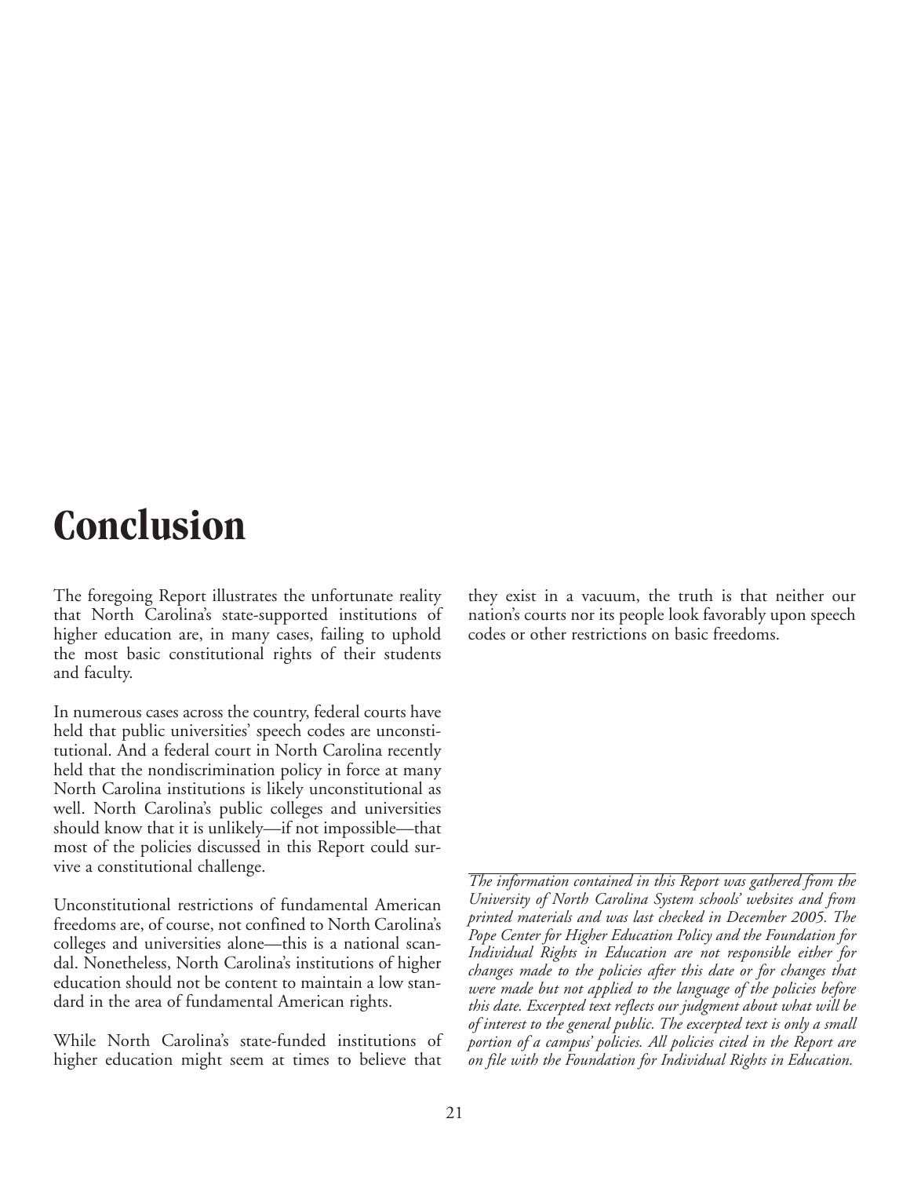# Conclusion

The foregoing Report illustrates the unfortunate reality that North Carolina's state-supported institutions of higher education are, in many cases, failing to uphold the most basic constitutional rights of their students and faculty.

In numerous cases across the country, federal courts have held that public universities' speech codes are unconstitutional. And a federal court in North Carolina recently held that the nondiscrimination policy in force at many North Carolina institutions is likely unconstitutional as well. North Carolina's public colleges and universities should know that it is unlikely—if not impossible—that most of the policies discussed in this Report could survive a constitutional challenge.

Unconstitutional restrictions of fundamental American freedoms are, of course, not confined to North Carolina's colleges and universities alone—this is a national scandal. Nonetheless, North Carolina's institutions of higher education should not be content to maintain a low standard in the area of fundamental American rights.

While North Carolina's state-funded institutions of higher education might seem at times to believe that they exist in a vacuum, the truth is that neither our nation's courts nor its people look favorably upon speech codes or other restrictions on basic freedoms.

*The information contained in this Report was gathered from the University of North Carolina System schools' websites and from printed materials and was last checked in December 2005. The Pope Center for Higher Education Policy and the Foundation for Individual Rights in Education are not responsible either for changes made to the policies after this date or for changes that were made but not applied to the language of the policies before this date. Excerpted text reflects our judgment about what will be of interest to the general public. The excerpted text is only a small portion of a campus' policies. All policies cited in the Report are on file with the Foundation for Individual Rights in Education.*